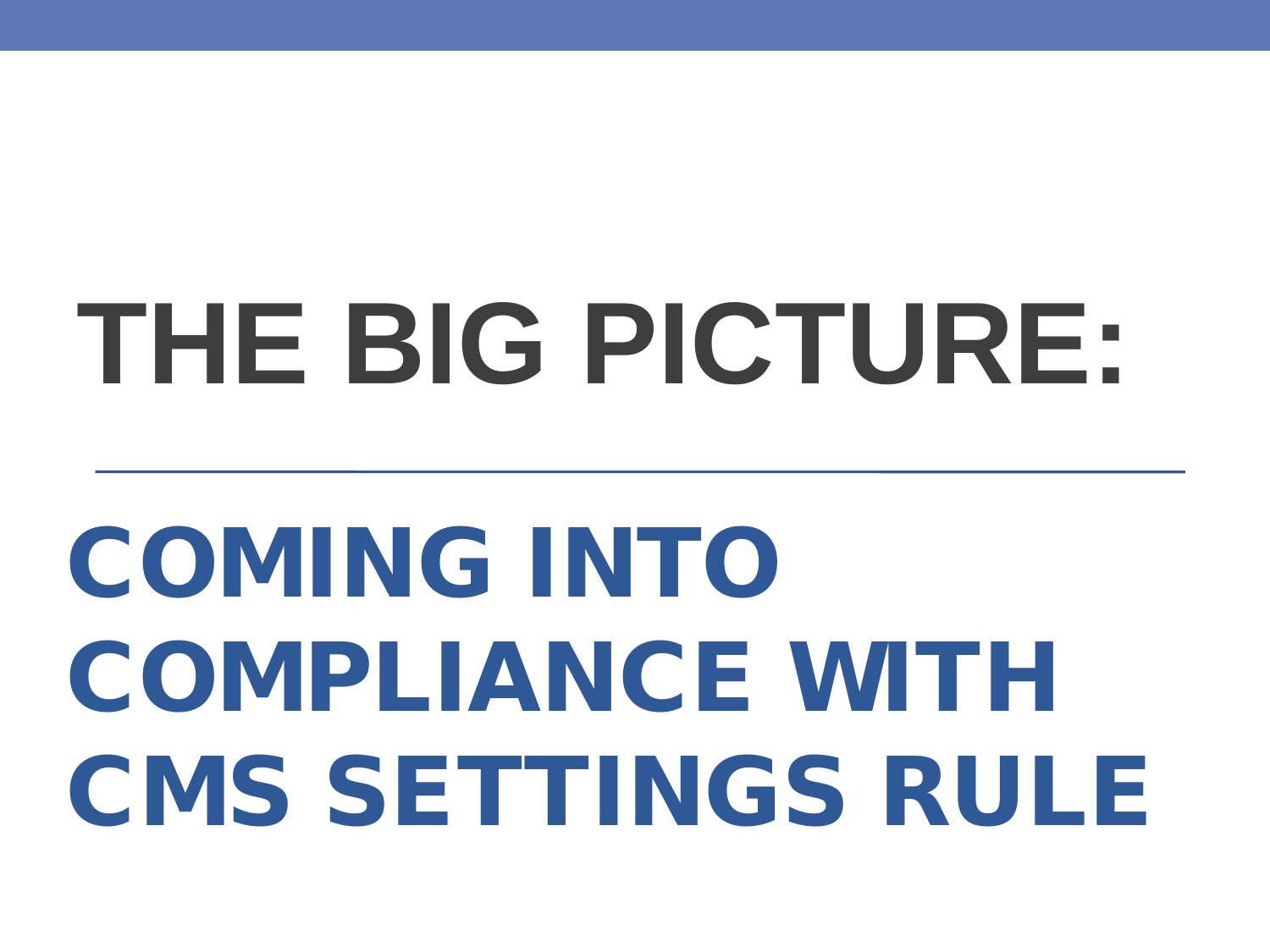# THE BIG PICTURE:

## COMING INTO COMPLIANCE WITH CMS SETTINGS RULE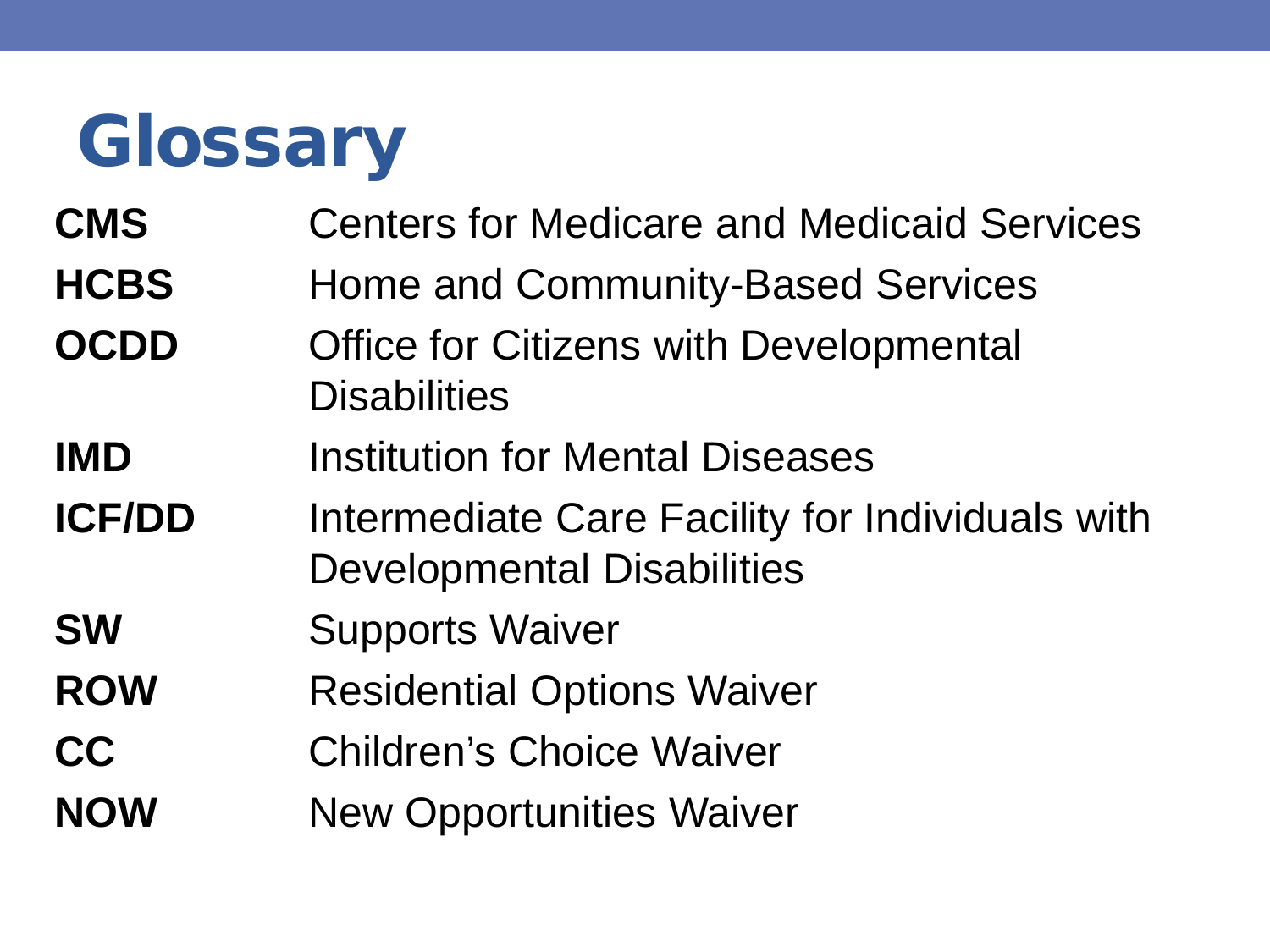# Glossary

| | |
|---|---|
| **CMS** | Centers for Medicare and Medicaid Services |
| **HCBS** | Home and Community-Based Services |
| **OCDD** | Office for Citizens with Developmental Disabilities |
| **IMD** | Institution for Mental Diseases |
| **ICF/DD** | Intermediate Care Facility for Individuals with Developmental Disabilities |
| **SW** | Supports Waiver |
| **ROW** | Residential Options Waiver |
| **CC** | Children's Choice Waiver |
| **NOW** | New Opportunities Waiver |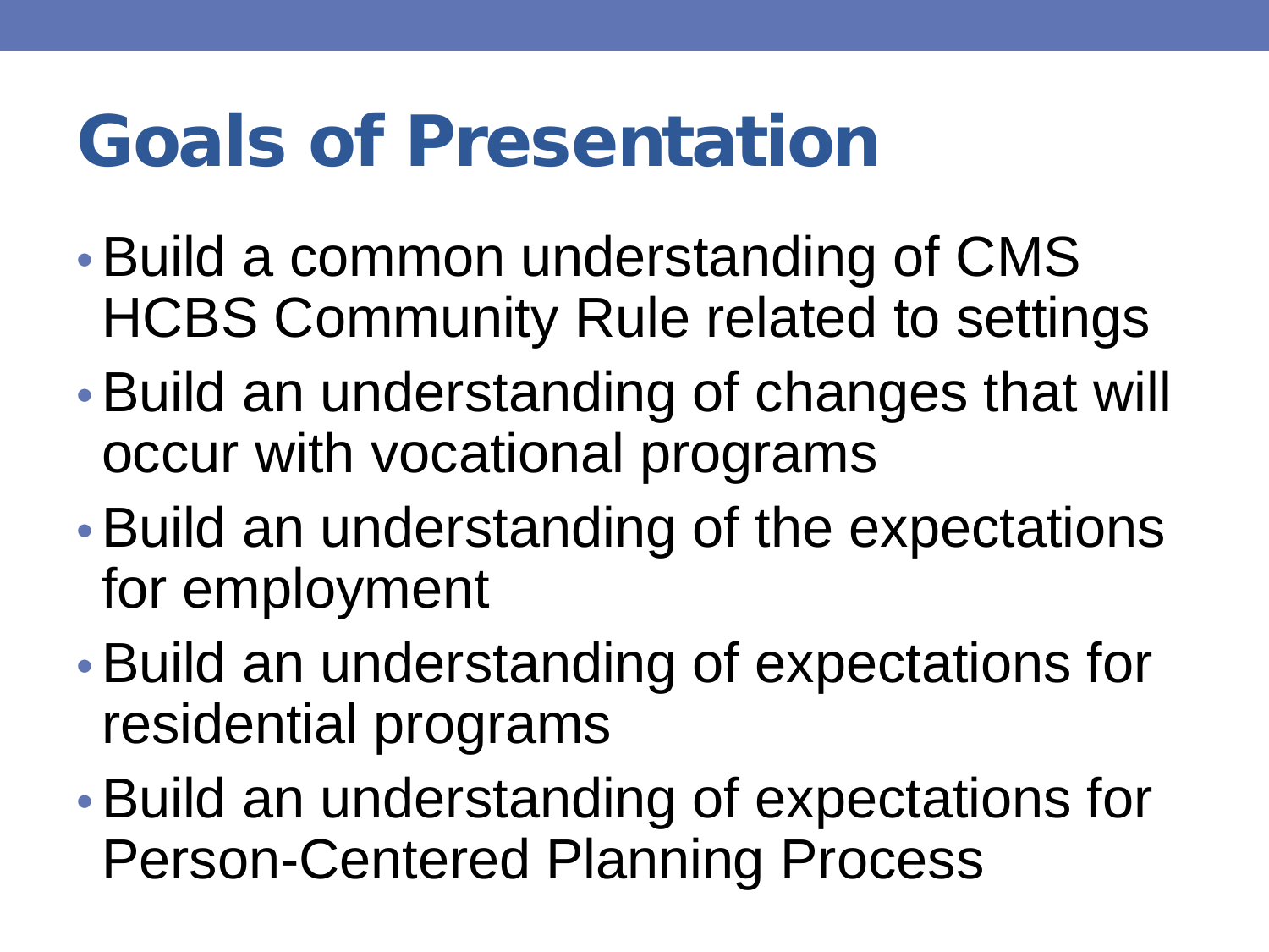# Goals of Presentation

- Build a common understanding of CMS HCBS Community Rule related to settings
- Build an understanding of changes that will occur with vocational programs
- Build an understanding of the expectations for employment
- Build an understanding of expectations for residential programs
- Build an understanding of expectations for Person-Centered Planning Process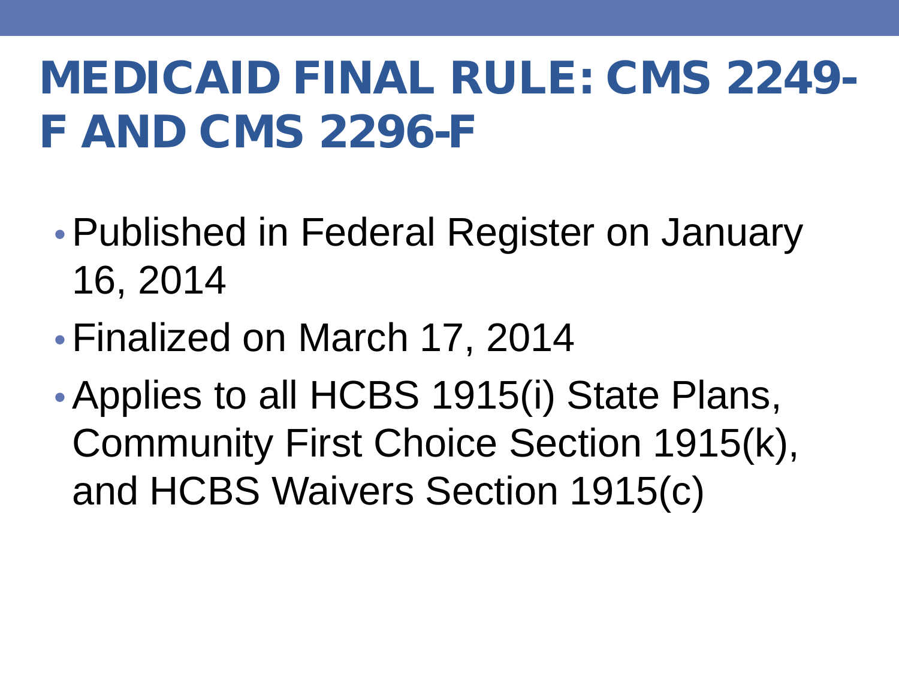# MEDICAID FINAL RULE: CMS 2249-F AND CMS 2296-F

- Published in Federal Register on January 16, 2014
- Finalized on March 17, 2014
- Applies to all HCBS 1915(i) State Plans, Community First Choice Section 1915(k), and HCBS Waivers Section 1915(c)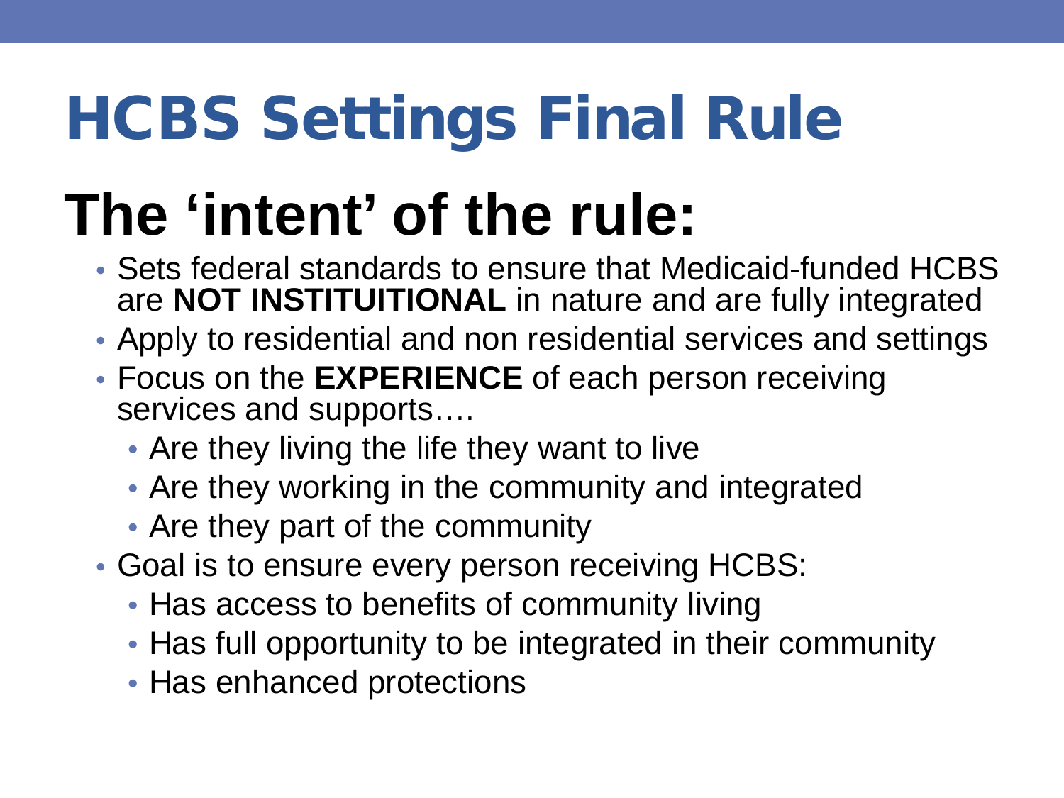# HCBS Settings Final Rule

## The 'intent' of the rule:

- Sets federal standards to ensure that Medicaid-funded HCBS are **NOT INSTITUITIONAL** in nature and are fully integrated
- Apply to residential and non residential services and settings
- Focus on the **EXPERIENCE** of each person receiving services and supports….
  - Are they living the life they want to live
  - Are they working in the community and integrated
  - Are they part of the community
- Goal is to ensure every person receiving HCBS:
  - Has access to benefits of community living
  - Has full opportunity to be integrated in their community
  - Has enhanced protections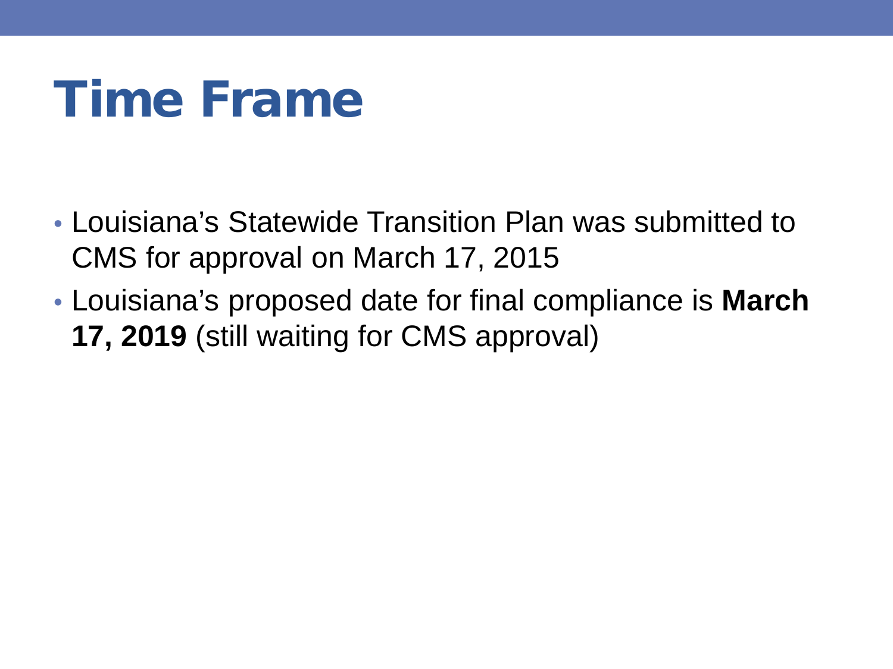# Time Frame

- Louisiana’s Statewide Transition Plan was submitted to CMS for approval on March 17, 2015
- Louisiana’s proposed date for final compliance is **March 17, 2019** (still waiting for CMS approval)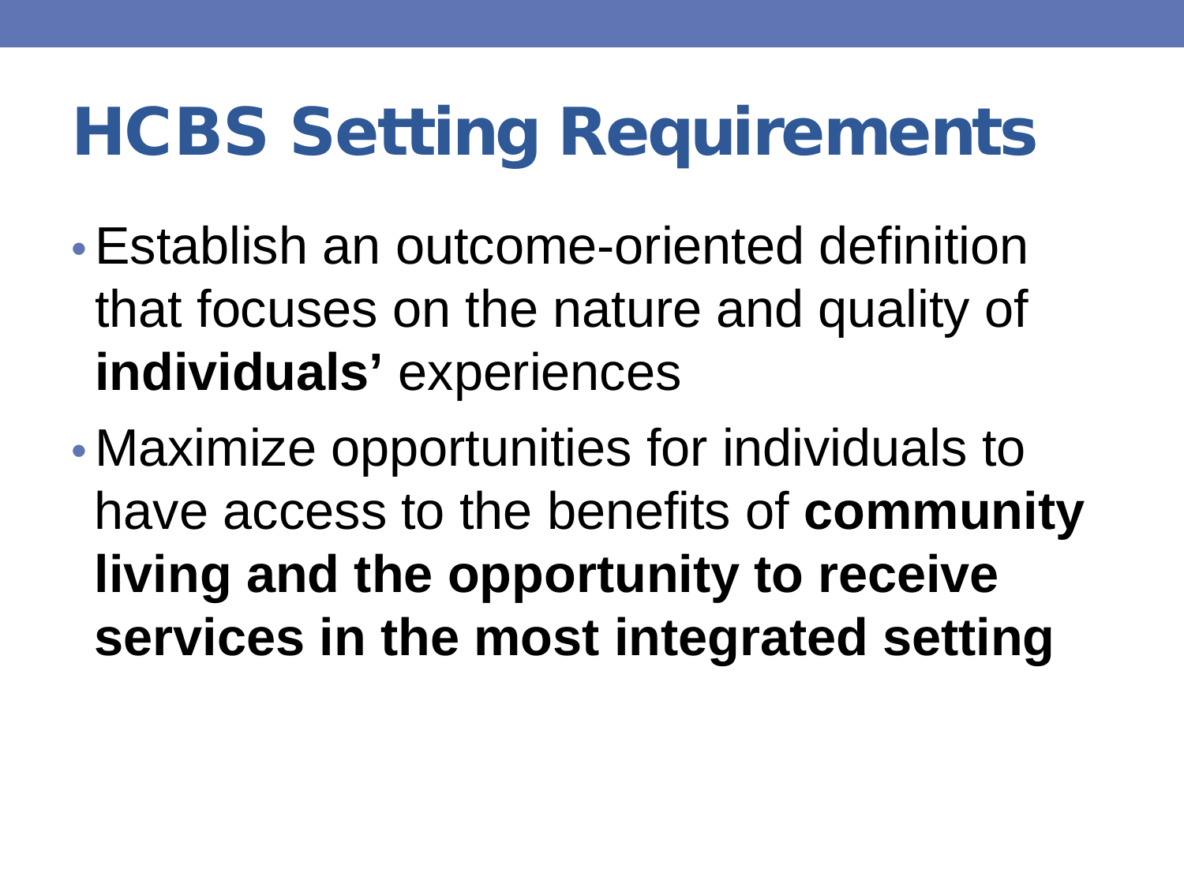# HCBS Setting Requirements

- Establish an outcome-oriented definition that focuses on the nature and quality of **individuals'** experiences
- Maximize opportunities for individuals to have access to the benefits of **community living and the opportunity to receive services in the most integrated setting**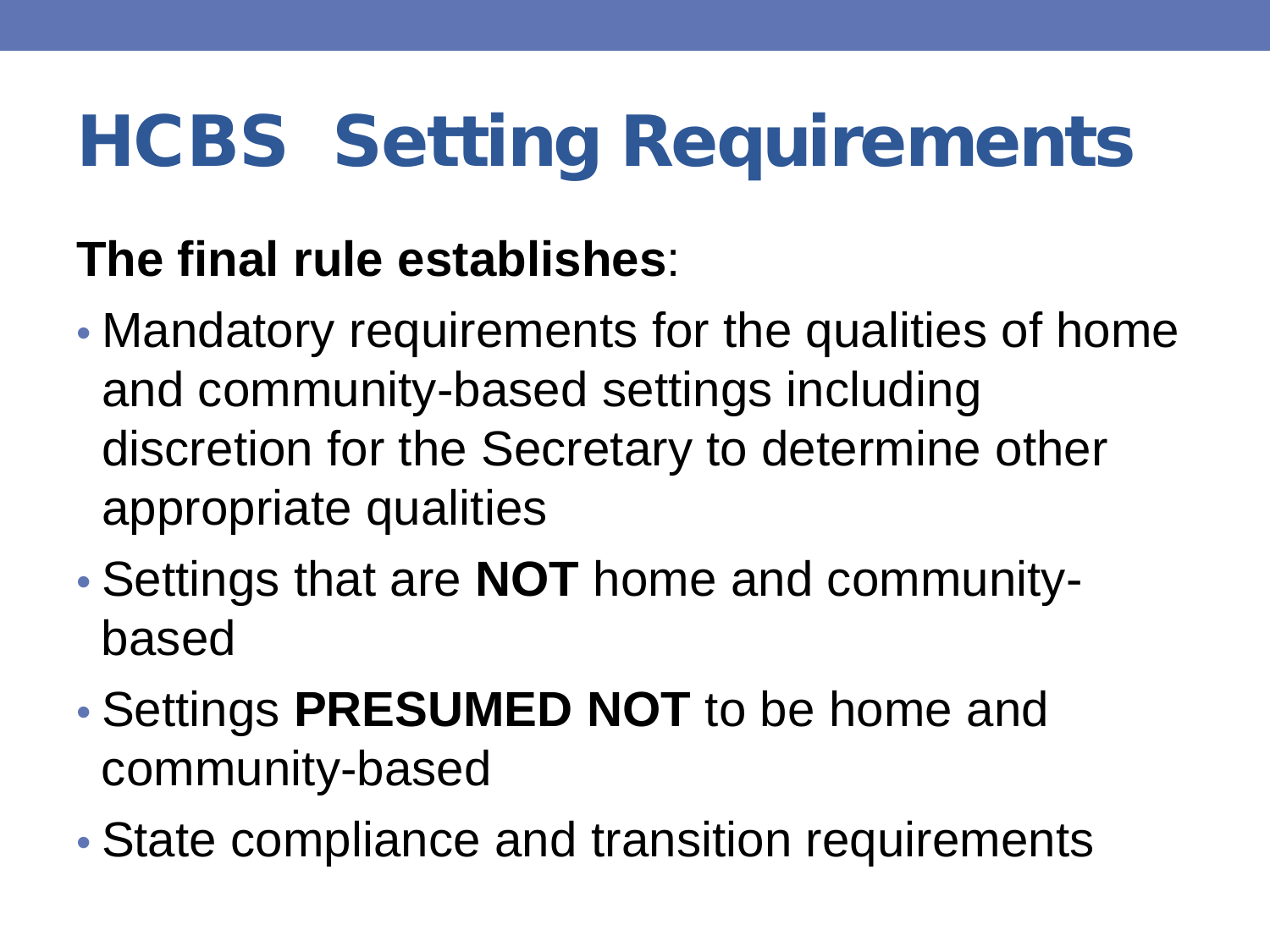# HCBS Setting Requirements

**The final rule establishes**:

- Mandatory requirements for the qualities of home and community-based settings including discretion for the Secretary to determine other appropriate qualities
- Settings that are **NOT** home and community-based
- Settings **PRESUMED NOT** to be home and community-based
- State compliance and transition requirements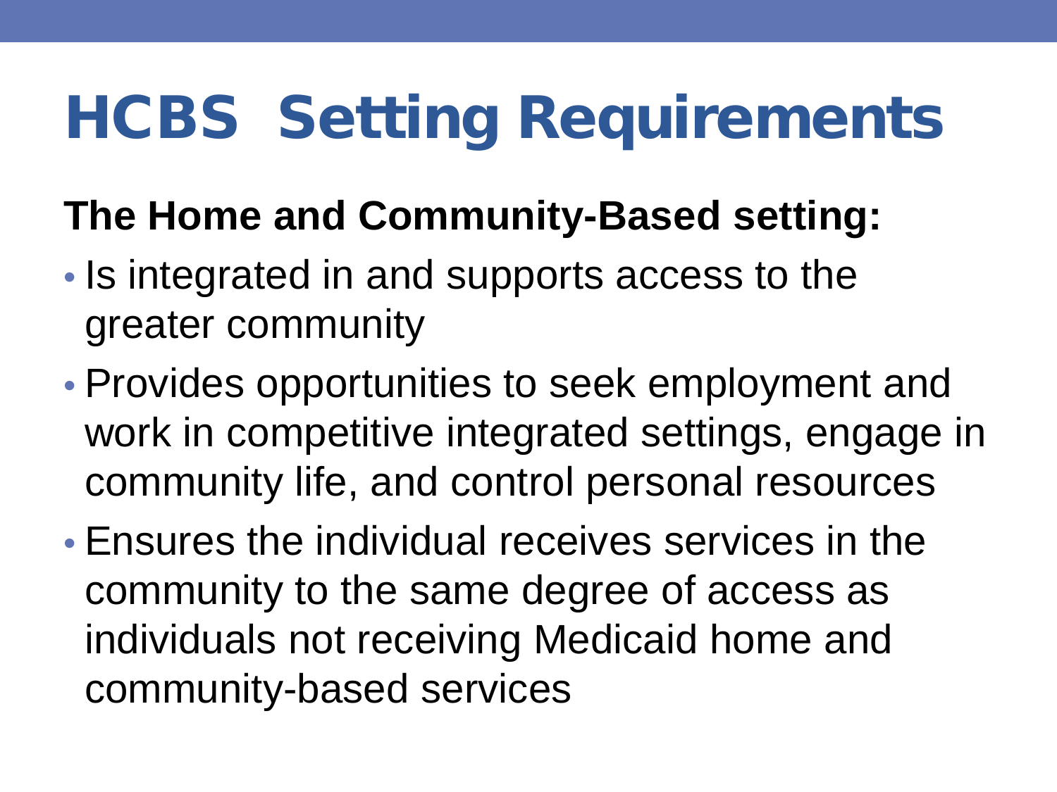# HCBS Setting Requirements

**The Home and Community-Based setting:**

- Is integrated in and supports access to the greater community
- Provides opportunities to seek employment and work in competitive integrated settings, engage in community life, and control personal resources
- Ensures the individual receives services in the community to the same degree of access as individuals not receiving Medicaid home and community-based services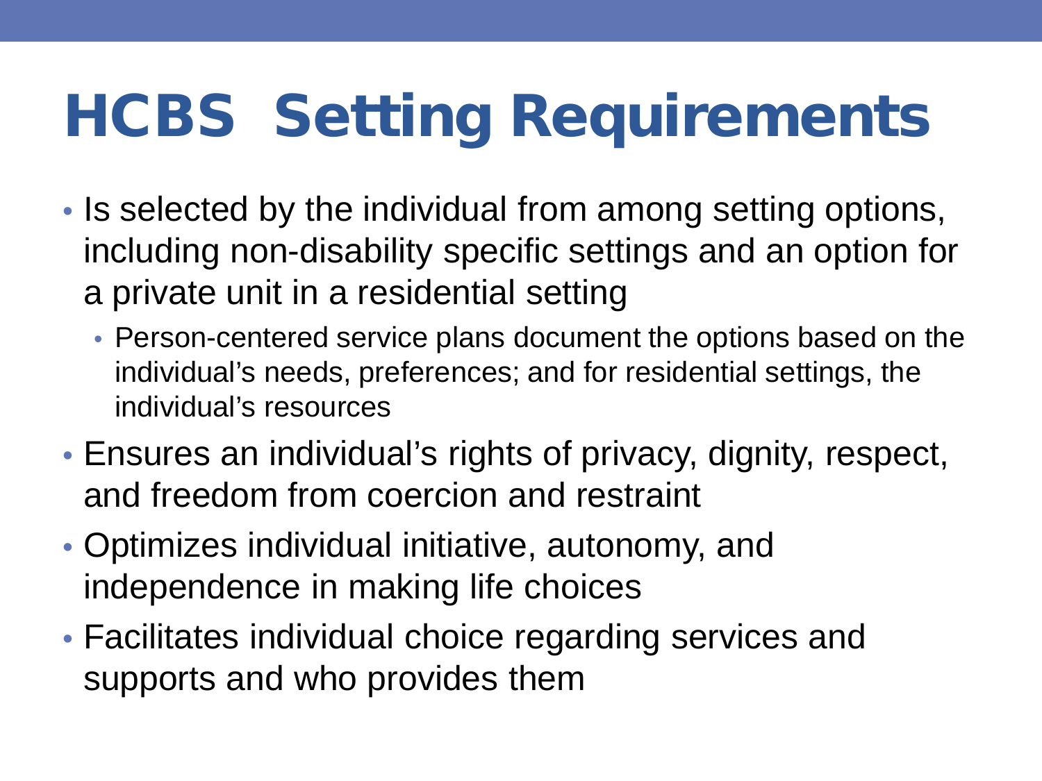# HCBS Setting Requirements

- Is selected by the individual from among setting options, including non-disability specific settings and an option for a private unit in a residential setting
  - Person-centered service plans document the options based on the individual's needs, preferences; and for residential settings, the individual's resources
- Ensures an individual's rights of privacy, dignity, respect, and freedom from coercion and restraint
- Optimizes individual initiative, autonomy, and independence in making life choices
- Facilitates individual choice regarding services and supports and who provides them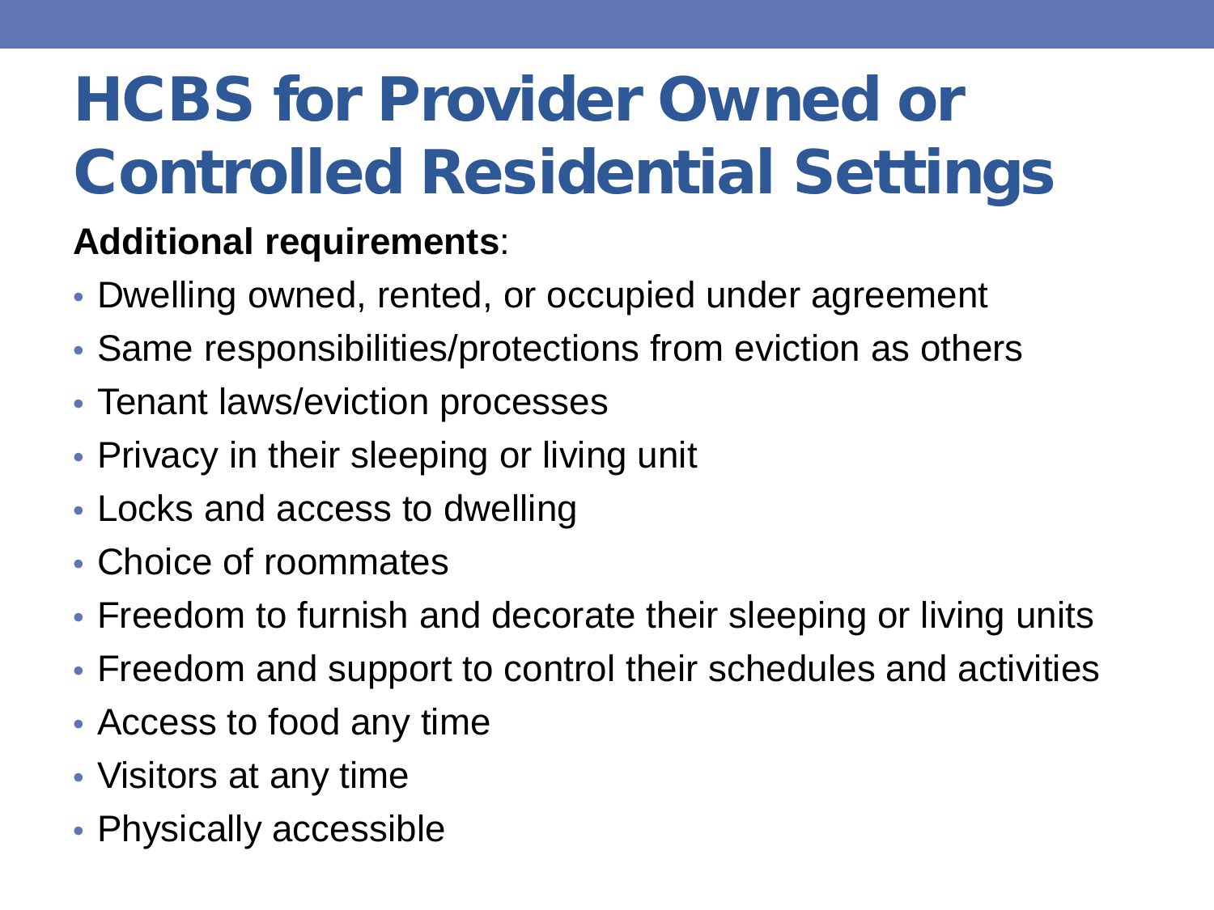# HCBS for Provider Owned or Controlled Residential Settings

**Additional requirements**:

- Dwelling owned, rented, or occupied under agreement
- Same responsibilities/protections from eviction as others
- Tenant laws/eviction processes
- Privacy in their sleeping or living unit
- Locks and access to dwelling
- Choice of roommates
- Freedom to furnish and decorate their sleeping or living units
- Freedom and support to control their schedules and activities
- Access to food any time
- Visitors at any time
- Physically accessible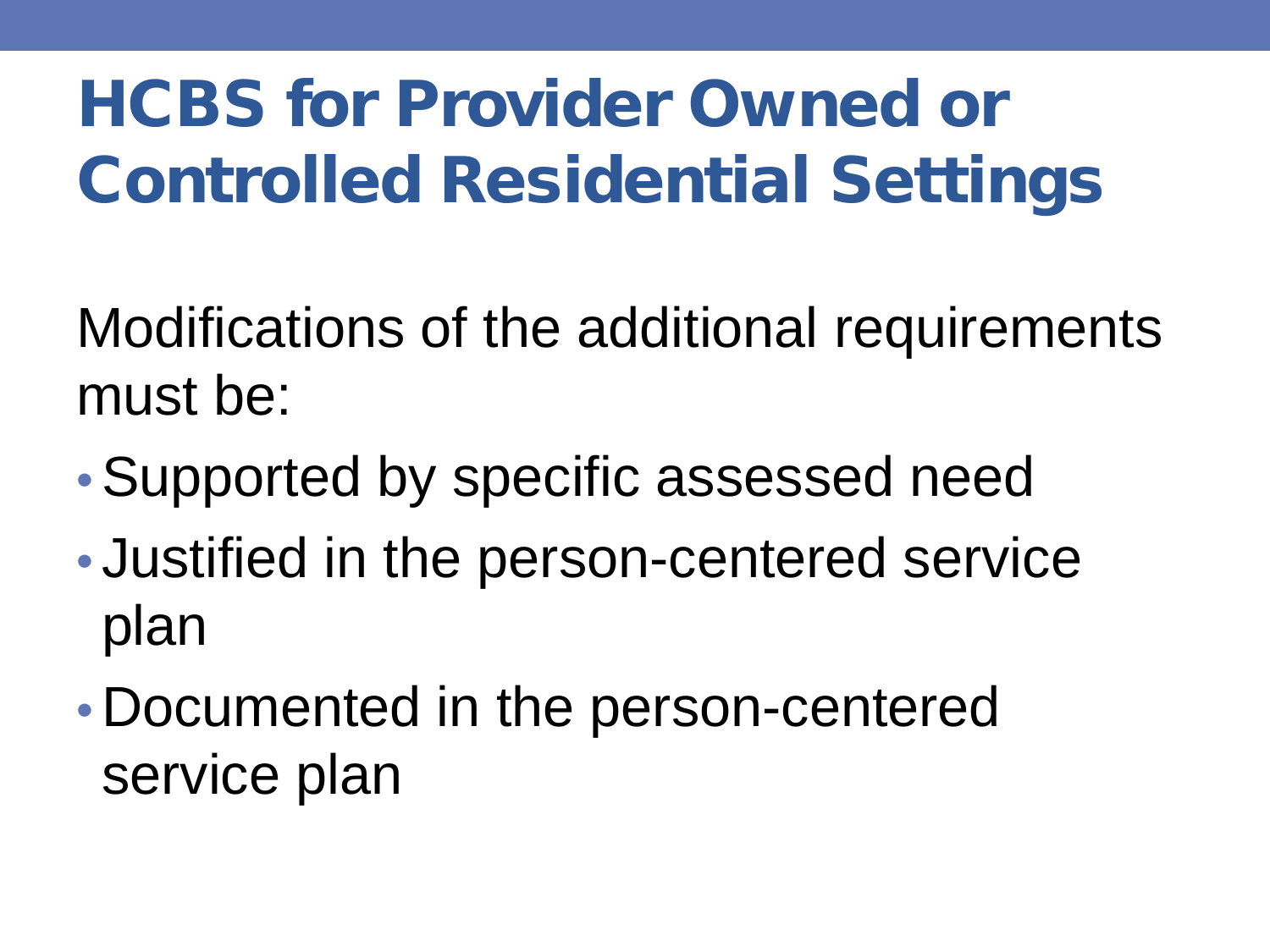# HCBS for Provider Owned or Controlled Residential Settings

Modifications of the additional requirements must be:

- Supported by specific assessed need
- Justified in the person-centered service plan
- Documented in the person-centered service plan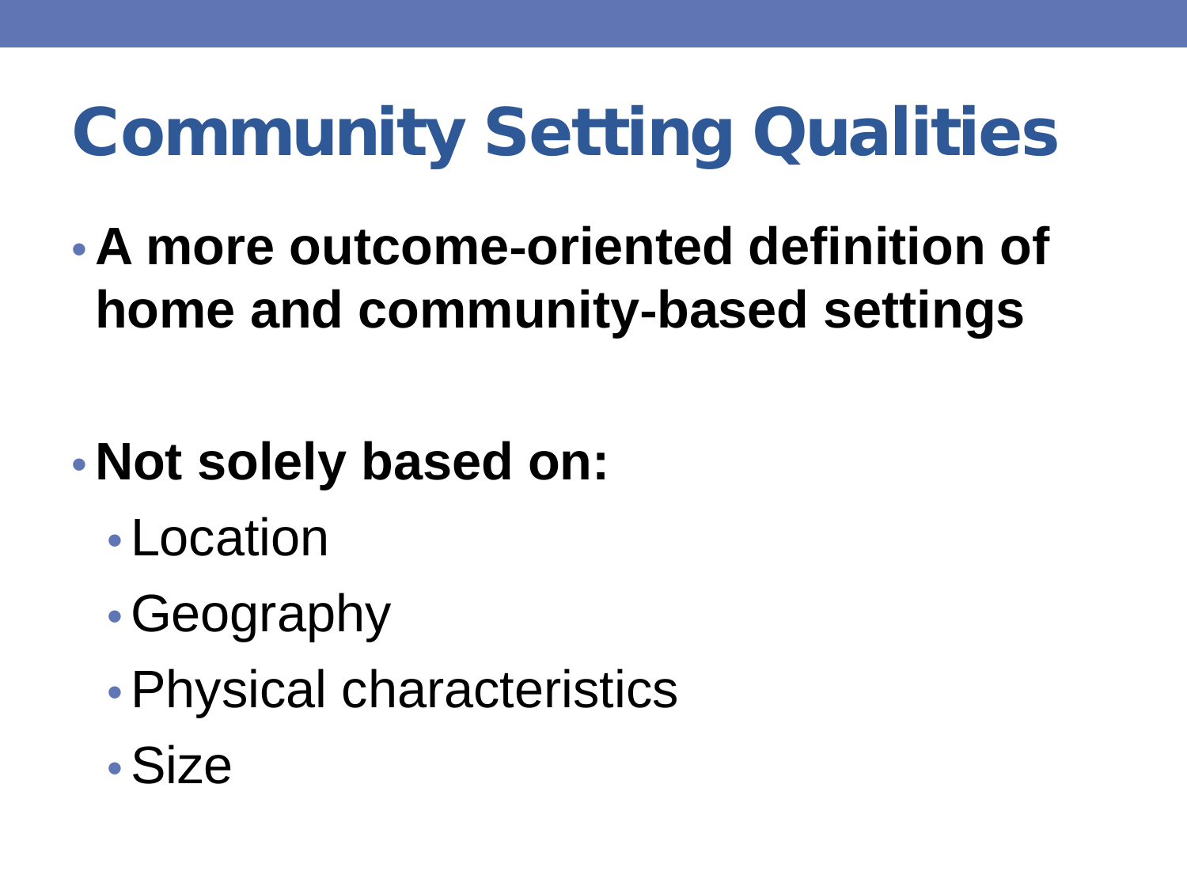# Community Setting Qualities

- **A more outcome-oriented definition of home and community-based settings**

- **Not solely based on:**
  - Location
  - Geography
  - Physical characteristics
  - Size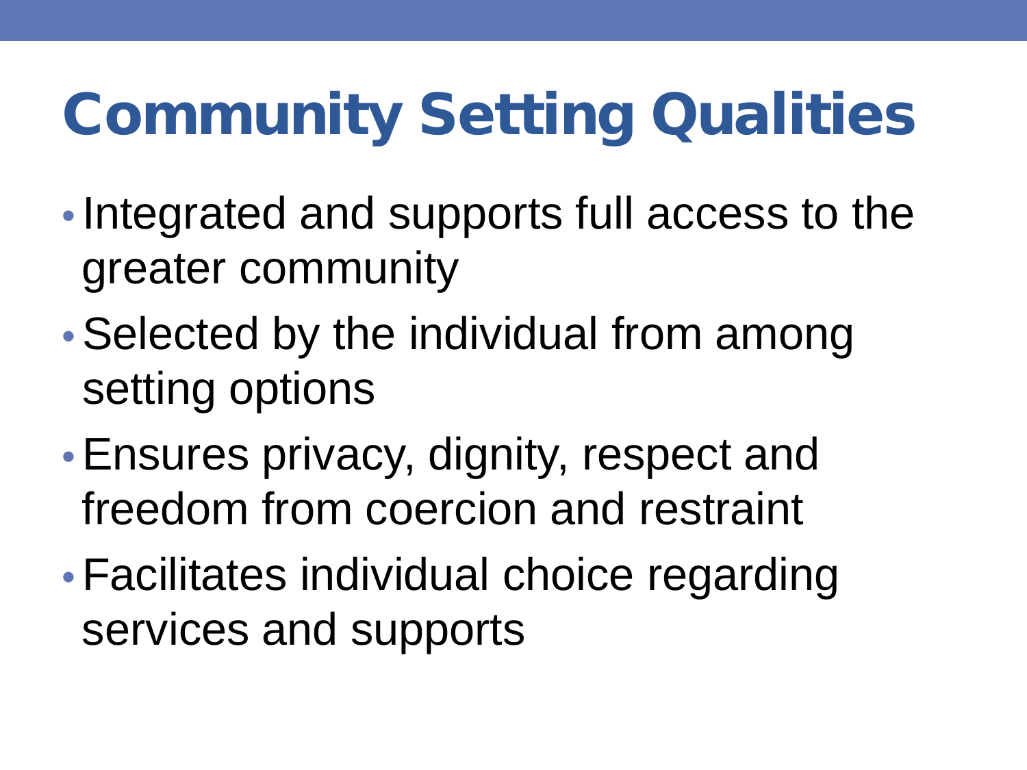# Community Setting Qualities

- Integrated and supports full access to the greater community
- Selected by the individual from among setting options
- Ensures privacy, dignity, respect and freedom from coercion and restraint
- Facilitates individual choice regarding services and supports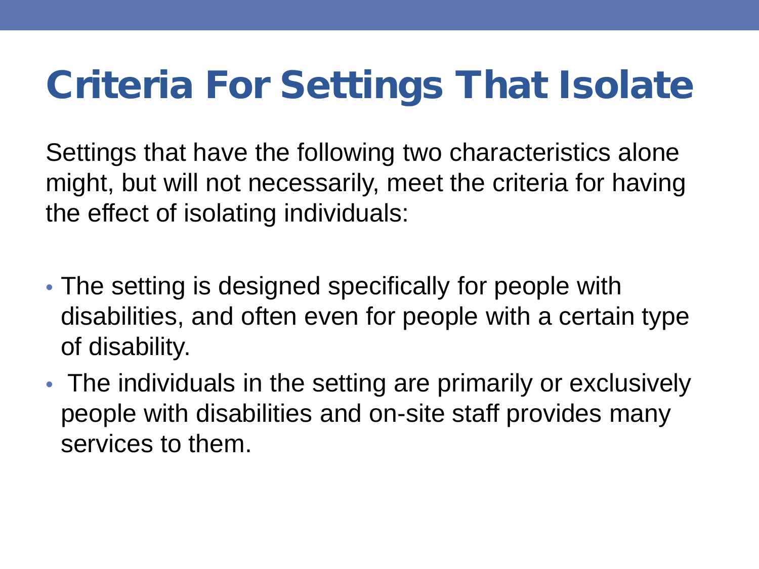# Criteria For Settings That Isolate

Settings that have the following two characteristics alone might, but will not necessarily, meet the criteria for having the effect of isolating individuals:

- The setting is designed specifically for people with disabilities, and often even for people with a certain type of disability.
- The individuals in the setting are primarily or exclusively people with disabilities and on-site staff provides many services to them.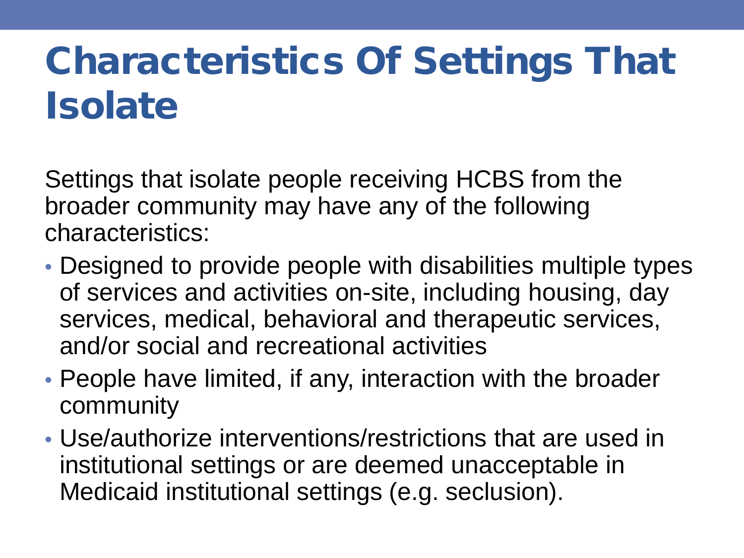# Characteristics Of Settings That Isolate

Settings that isolate people receiving HCBS from the broader community may have any of the following characteristics:

- Designed to provide people with disabilities multiple types of services and activities on-site, including housing, day services, medical, behavioral and therapeutic services, and/or social and recreational activities
- People have limited, if any, interaction with the broader community
- Use/authorize interventions/restrictions that are used in institutional settings or are deemed unacceptable in Medicaid institutional settings (e.g. seclusion).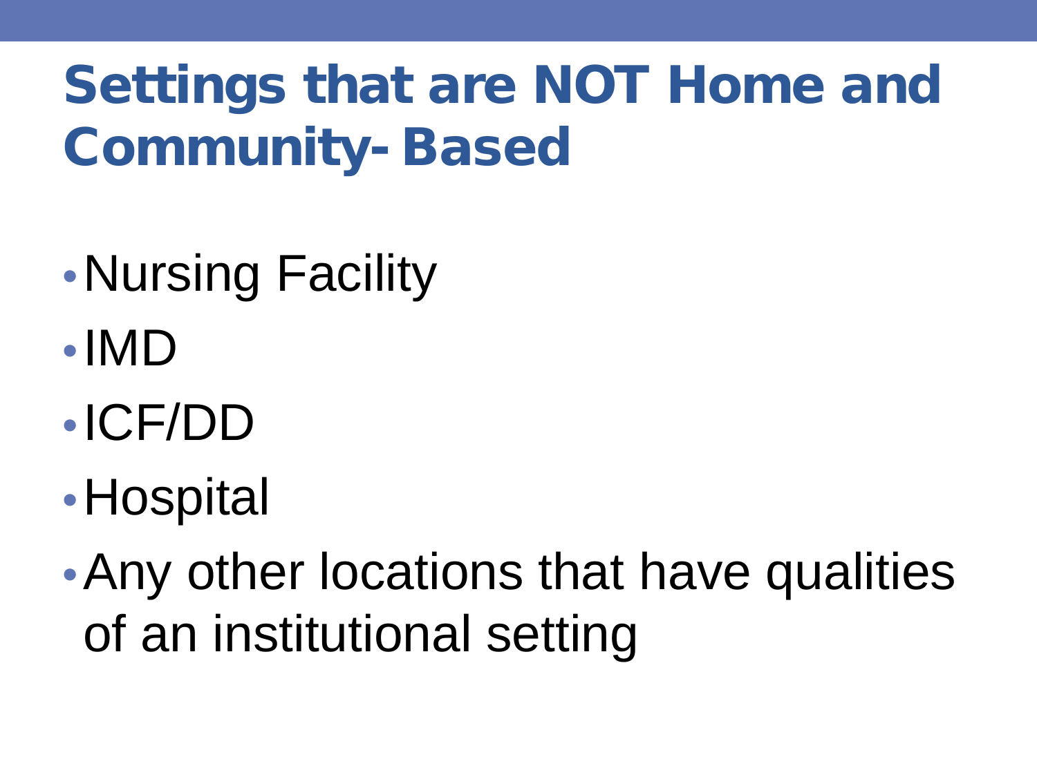# Settings that are NOT Home and Community- Based

- Nursing Facility
- IMD
- ICF/DD
- Hospital
- Any other locations that have qualities of an institutional setting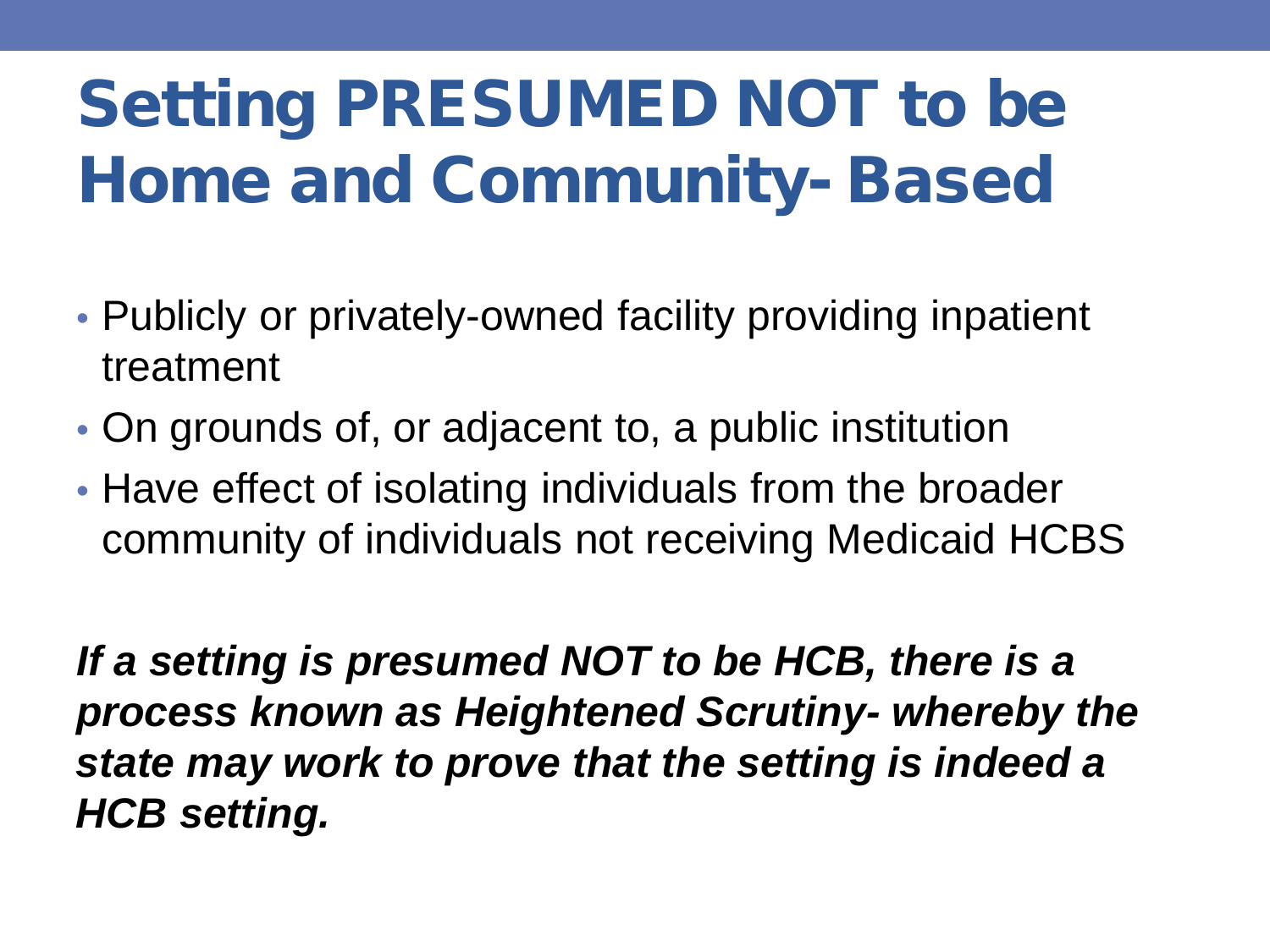# Setting PRESUMED NOT to be Home and Community- Based

- Publicly or privately-owned facility providing inpatient treatment
- On grounds of, or adjacent to, a public institution
- Have effect of isolating individuals from the broader community of individuals not receiving Medicaid HCBS

***If a setting is presumed NOT to be HCB, there is a process known as Heightened Scrutiny- whereby the state may work to prove that the setting is indeed a HCB setting.***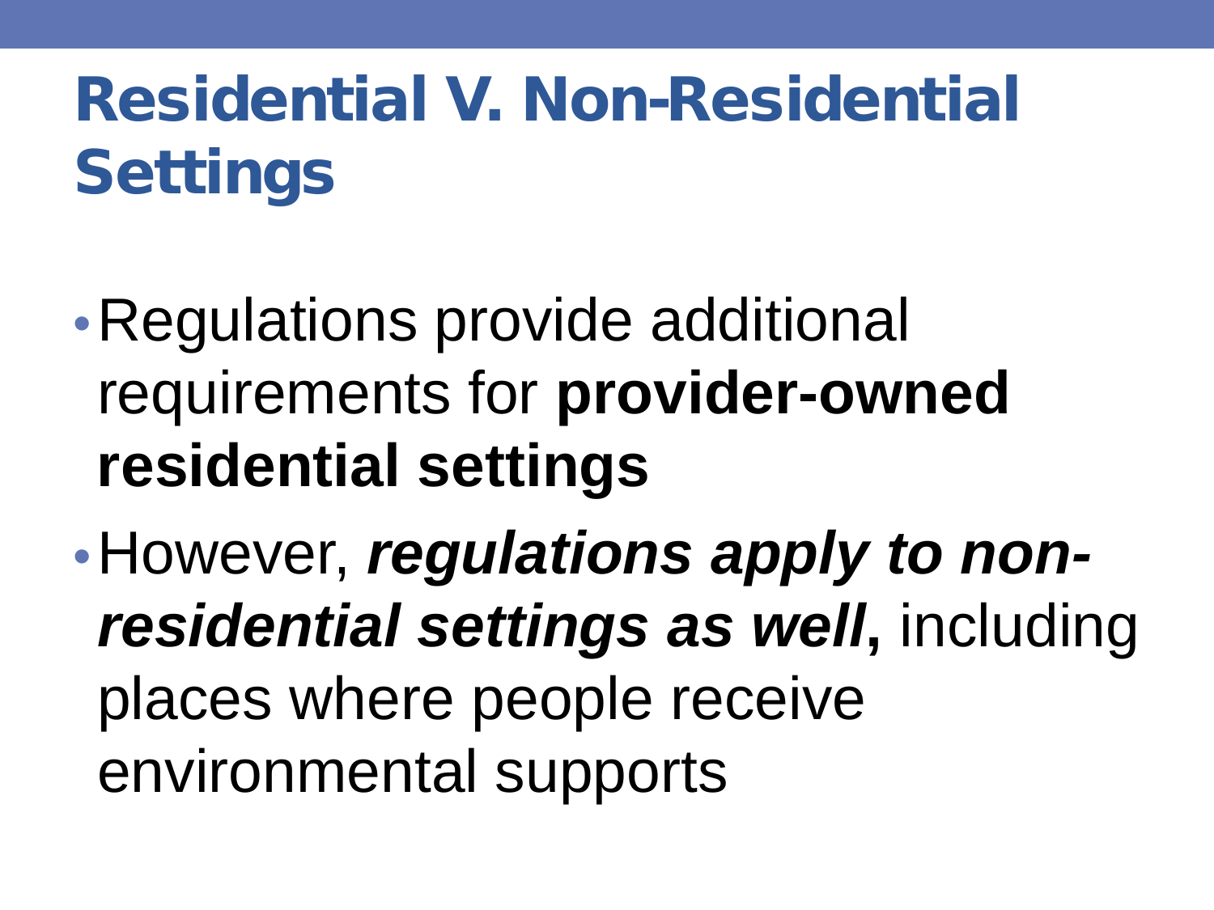# Residential V. Non-Residential Settings

- Regulations provide additional requirements for **provider-owned residential settings**
- However, ***regulations apply to non-residential settings as well***, including places where people receive environmental supports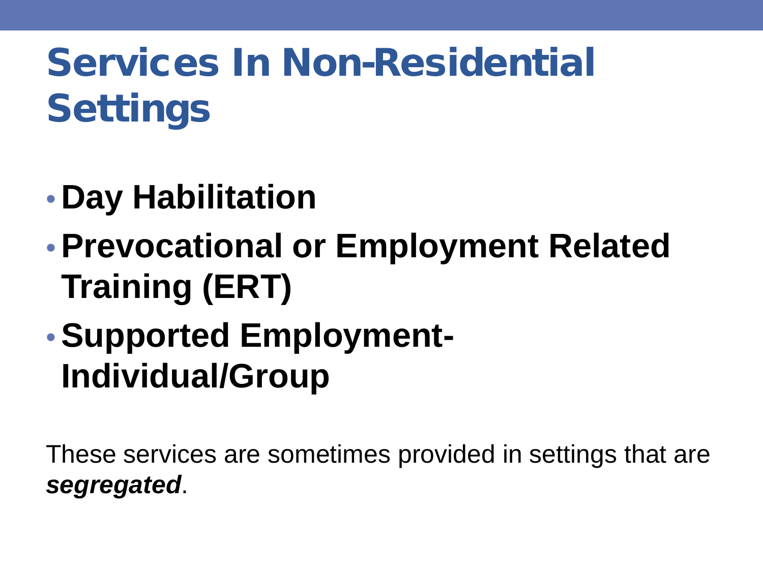# Services In Non-Residential Settings

- **Day Habilitation**
- **Prevocational or Employment Related Training (ERT)**
- **Supported Employment-Individual/Group**

These services are sometimes provided in settings that are ***segregated***.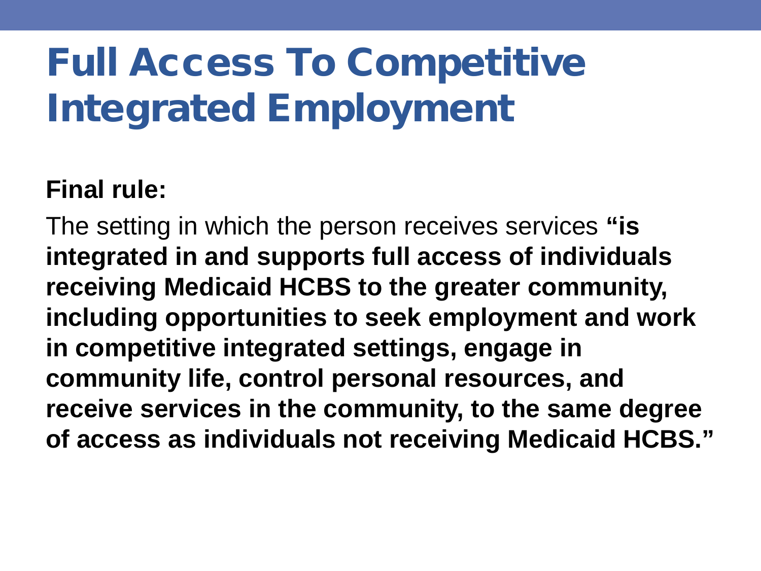# Full Access To Competitive Integrated Employment

**Final rule:**

The setting in which the person receives services **"is integrated in and supports full access of individuals receiving Medicaid HCBS to the greater community, including opportunities to seek employment and work in competitive integrated settings, engage in community life, control personal resources, and receive services in the community, to the same degree of access as individuals not receiving Medicaid HCBS."**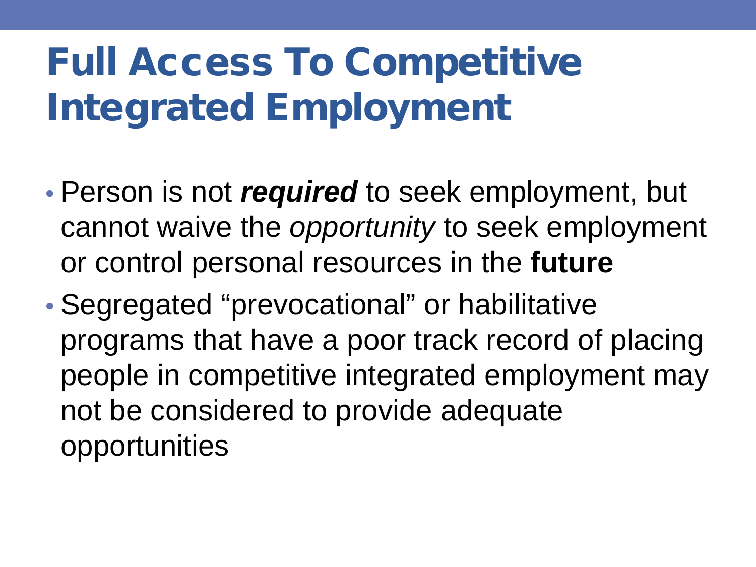# Full Access To Competitive Integrated Employment

- Person is not ***required*** to seek employment, but cannot waive the *opportunity* to seek employment or control personal resources in the **future**
- Segregated "prevocational" or habilitative programs that have a poor track record of placing people in competitive integrated employment may not be considered to provide adequate opportunities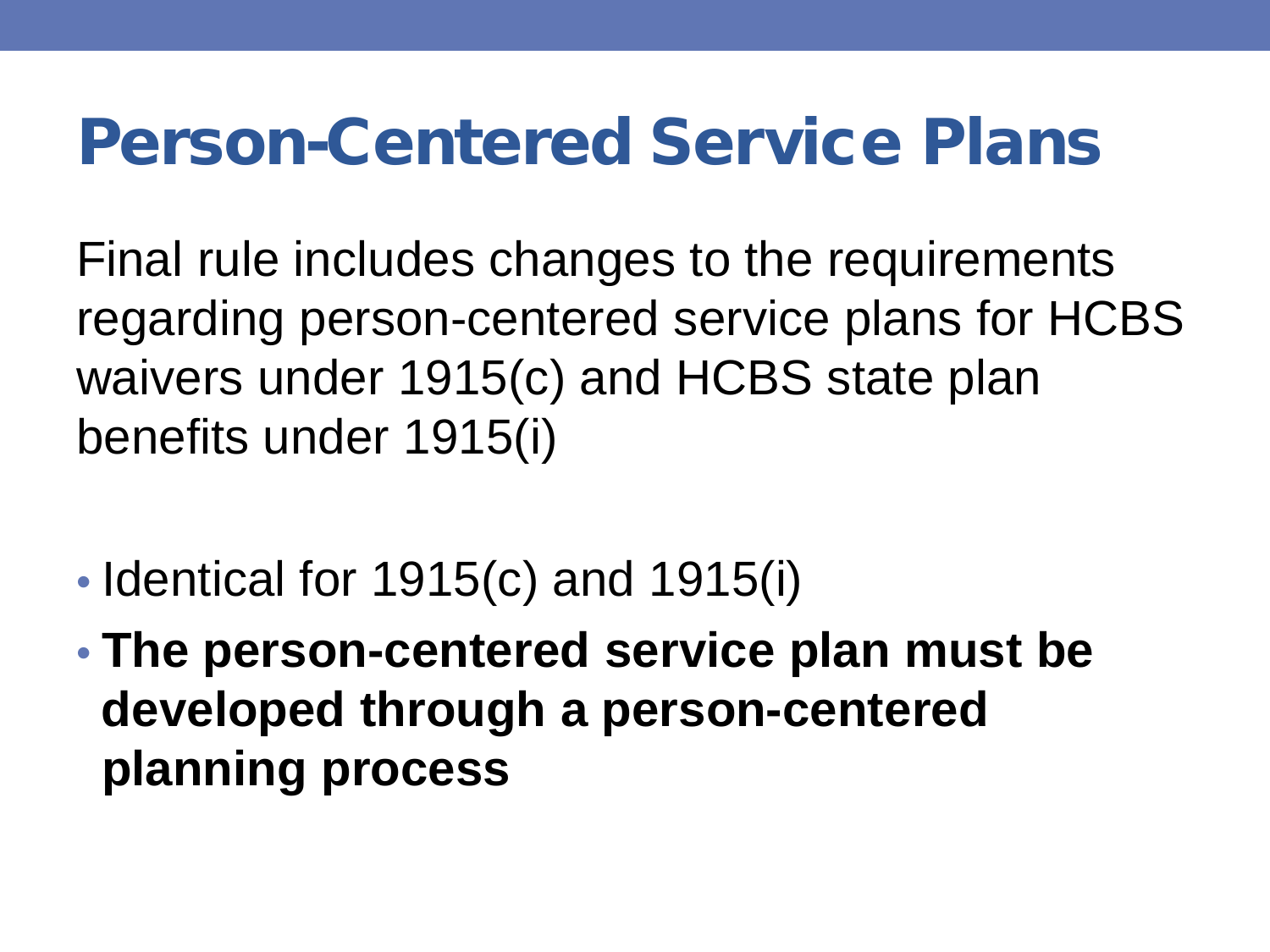# Person-Centered Service Plans

Final rule includes changes to the requirements regarding person-centered service plans for HCBS waivers under 1915(c) and HCBS state plan benefits under 1915(i)

- Identical for 1915(c) and 1915(i)
- **The person-centered service plan must be developed through a person-centered planning process**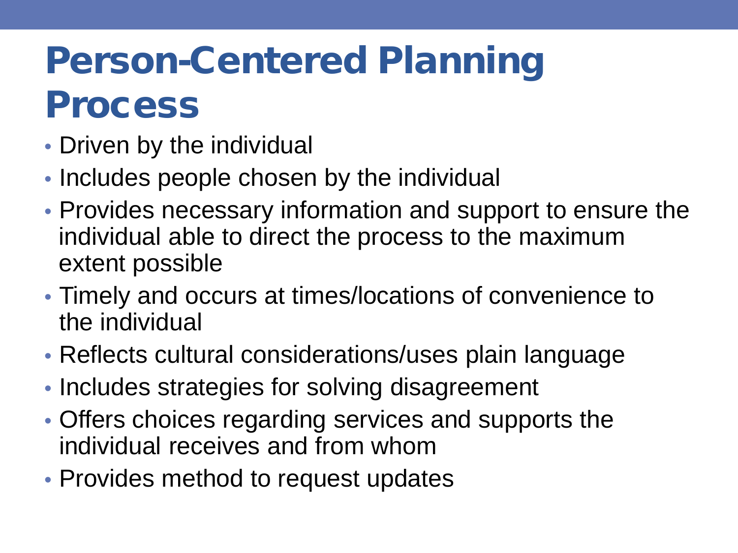# Person-Centered Planning Process

- Driven by the individual
- Includes people chosen by the individual
- Provides necessary information and support to ensure the individual able to direct the process to the maximum extent possible
- Timely and occurs at times/locations of convenience to the individual
- Reflects cultural considerations/uses plain language
- Includes strategies for solving disagreement
- Offers choices regarding services and supports the individual receives and from whom
- Provides method to request updates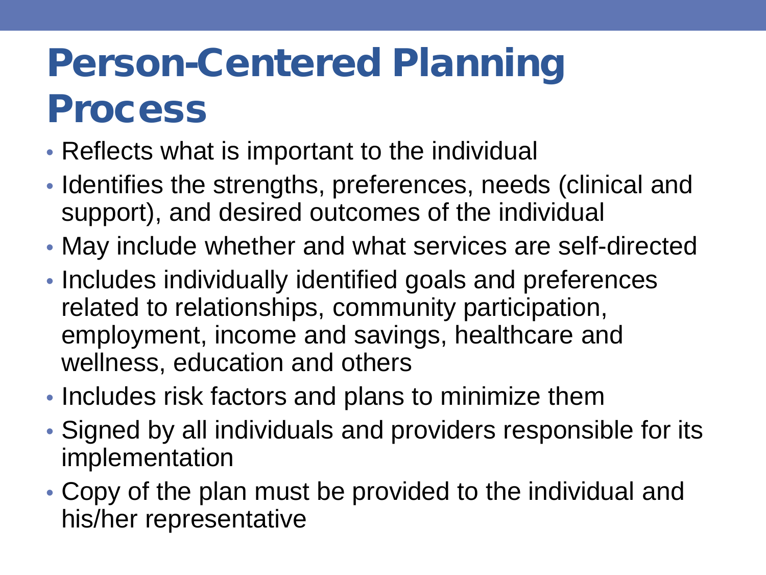# Person-Centered Planning Process

- Reflects what is important to the individual
- Identifies the strengths, preferences, needs (clinical and support), and desired outcomes of the individual
- May include whether and what services are self-directed
- Includes individually identified goals and preferences related to relationships, community participation, employment, income and savings, healthcare and wellness, education and others
- Includes risk factors and plans to minimize them
- Signed by all individuals and providers responsible for its implementation
- Copy of the plan must be provided to the individual and his/her representative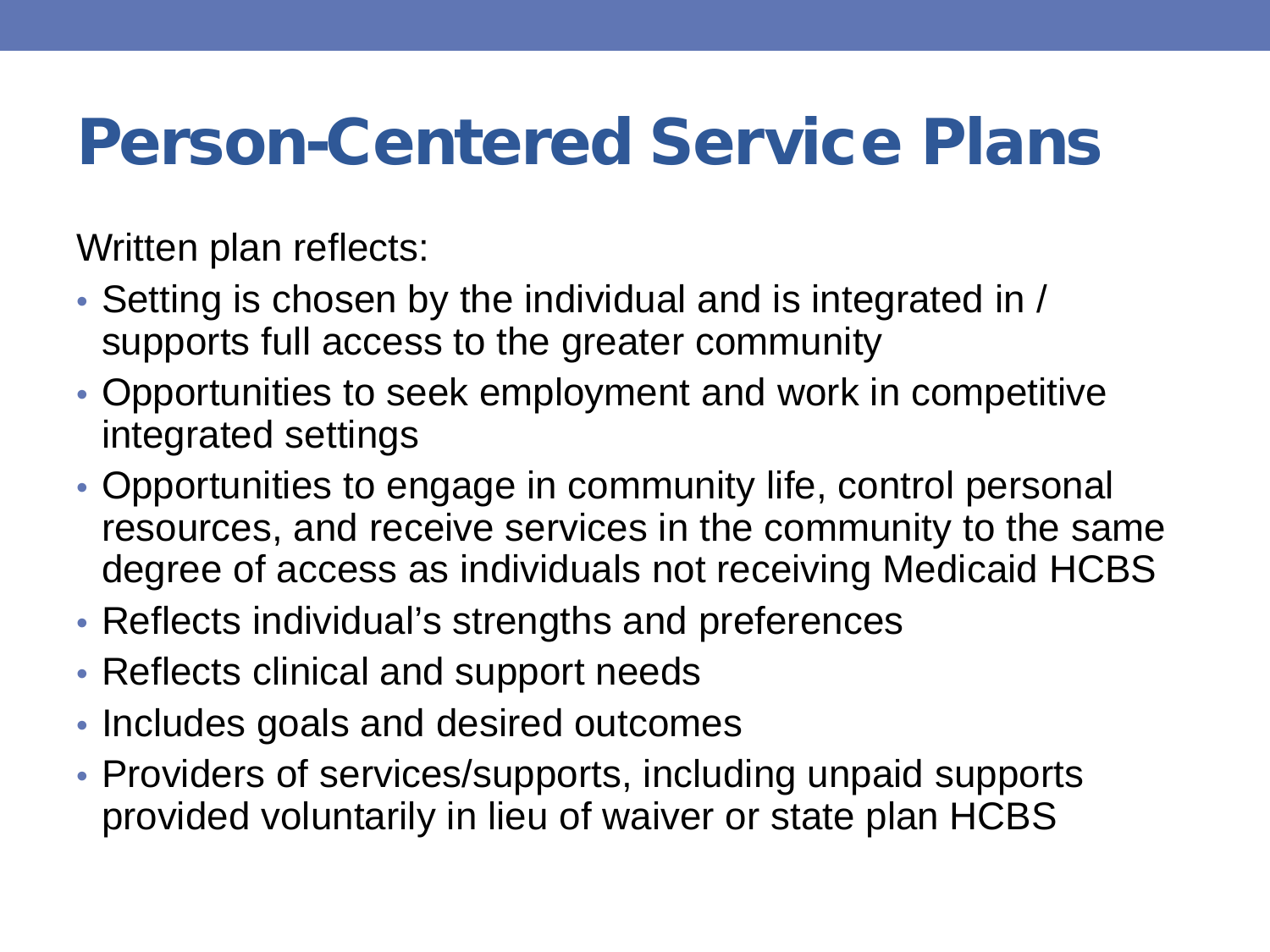# Person-Centered Service Plans

Written plan reflects:

- Setting is chosen by the individual and is integrated in / supports full access to the greater community
- Opportunities to seek employment and work in competitive integrated settings
- Opportunities to engage in community life, control personal resources, and receive services in the community to the same degree of access as individuals not receiving Medicaid HCBS
- Reflects individual's strengths and preferences
- Reflects clinical and support needs
- Includes goals and desired outcomes
- Providers of services/supports, including unpaid supports provided voluntarily in lieu of waiver or state plan HCBS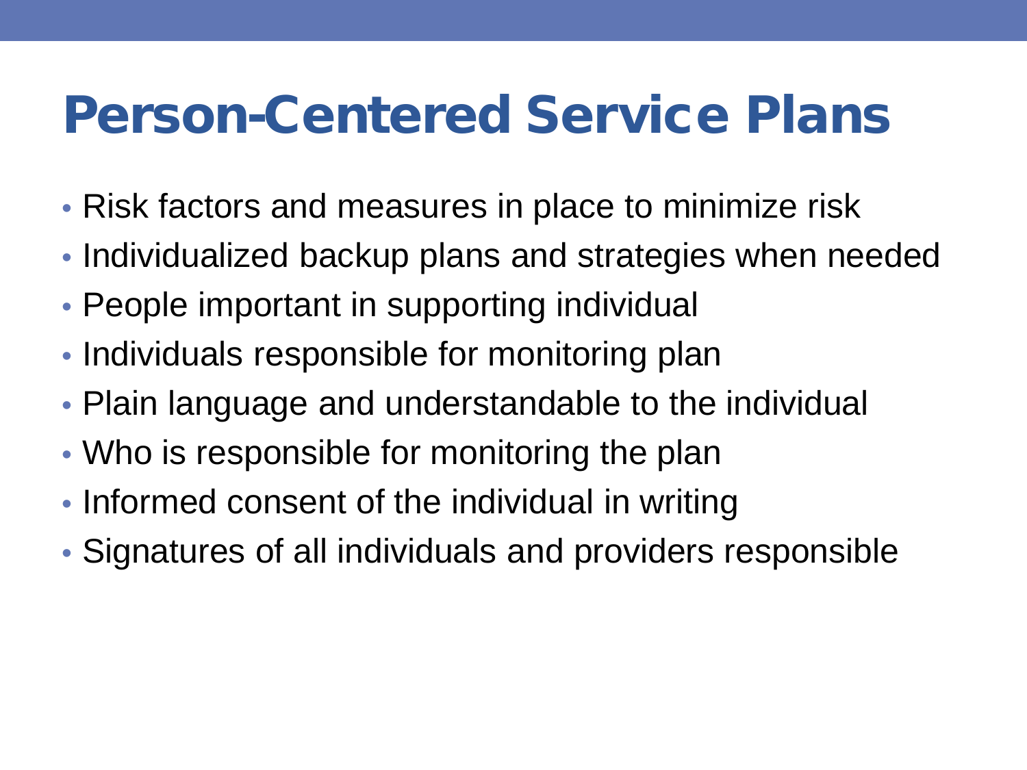# Person-Centered Service Plans

- Risk factors and measures in place to minimize risk
- Individualized backup plans and strategies when needed
- People important in supporting individual
- Individuals responsible for monitoring plan
- Plain language and understandable to the individual
- Who is responsible for monitoring the plan
- Informed consent of the individual in writing
- Signatures of all individuals and providers responsible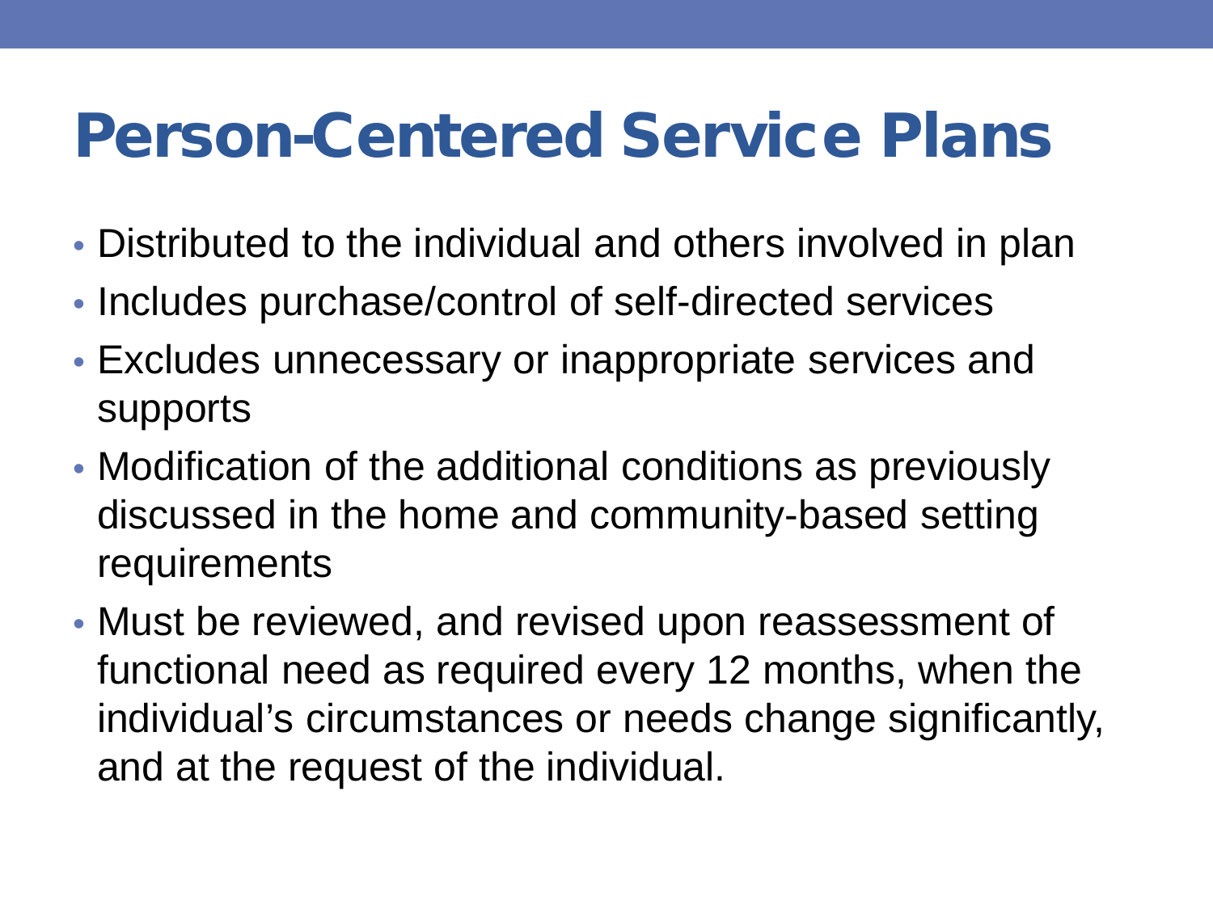# Person-Centered Service Plans

- Distributed to the individual and others involved in plan
- Includes purchase/control of self-directed services
- Excludes unnecessary or inappropriate services and supports
- Modification of the additional conditions as previously discussed in the home and community-based setting requirements
- Must be reviewed, and revised upon reassessment of functional need as required every 12 months, when the individual's circumstances or needs change significantly, and at the request of the individual.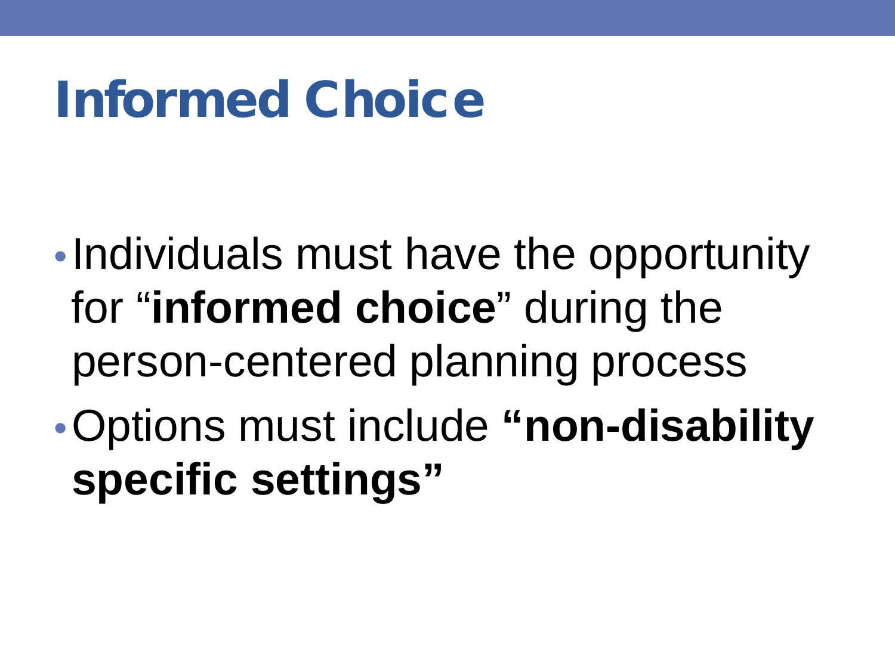# Informed Choice

- Individuals must have the opportunity for "**informed choice**" during the person-centered planning process
- Options must include **"non-disability specific settings"**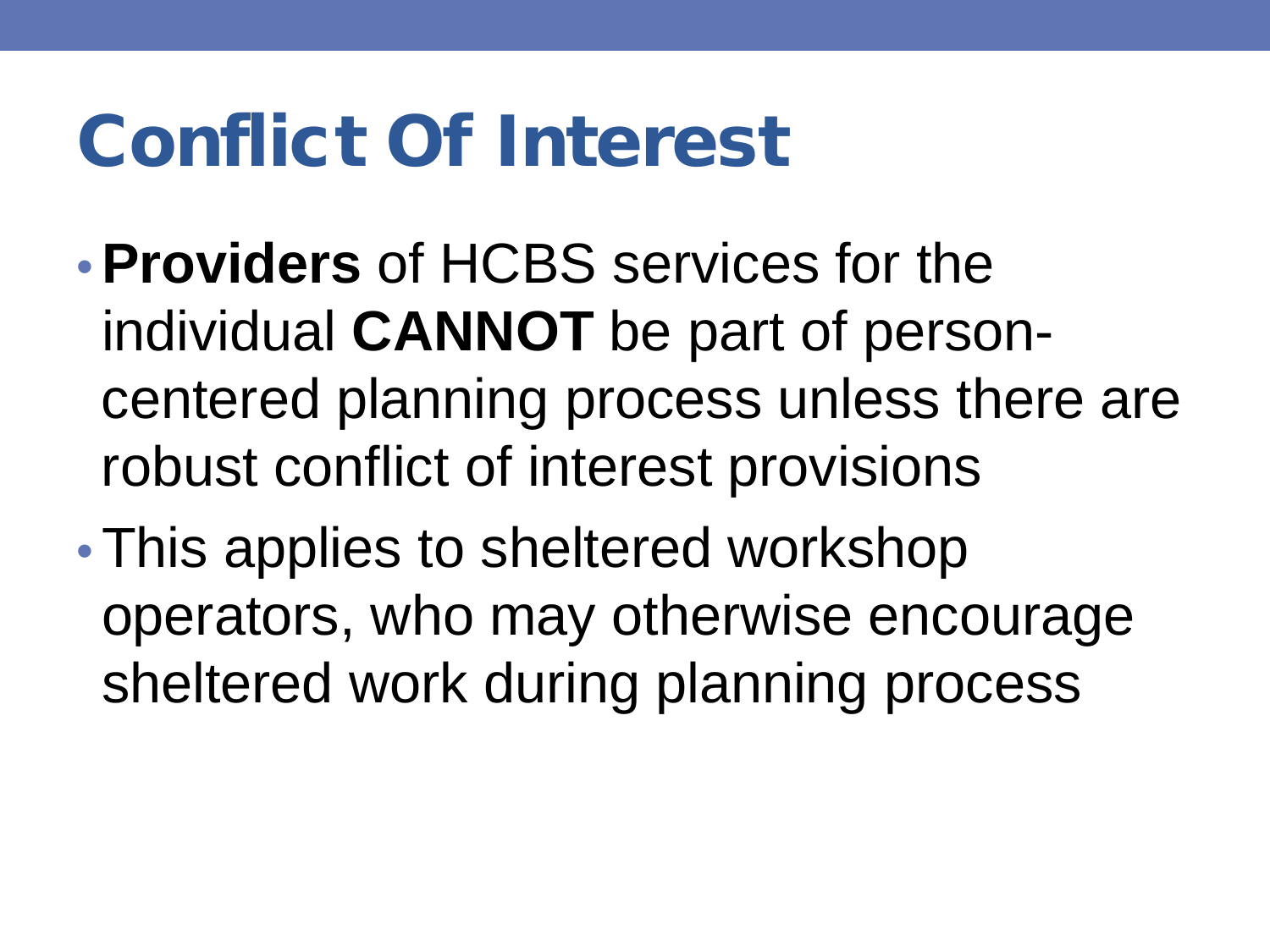# Conflict Of Interest

- **Providers** of HCBS services for the individual **CANNOT** be part of person-centered planning process unless there are robust conflict of interest provisions
- This applies to sheltered workshop operators, who may otherwise encourage sheltered work during planning process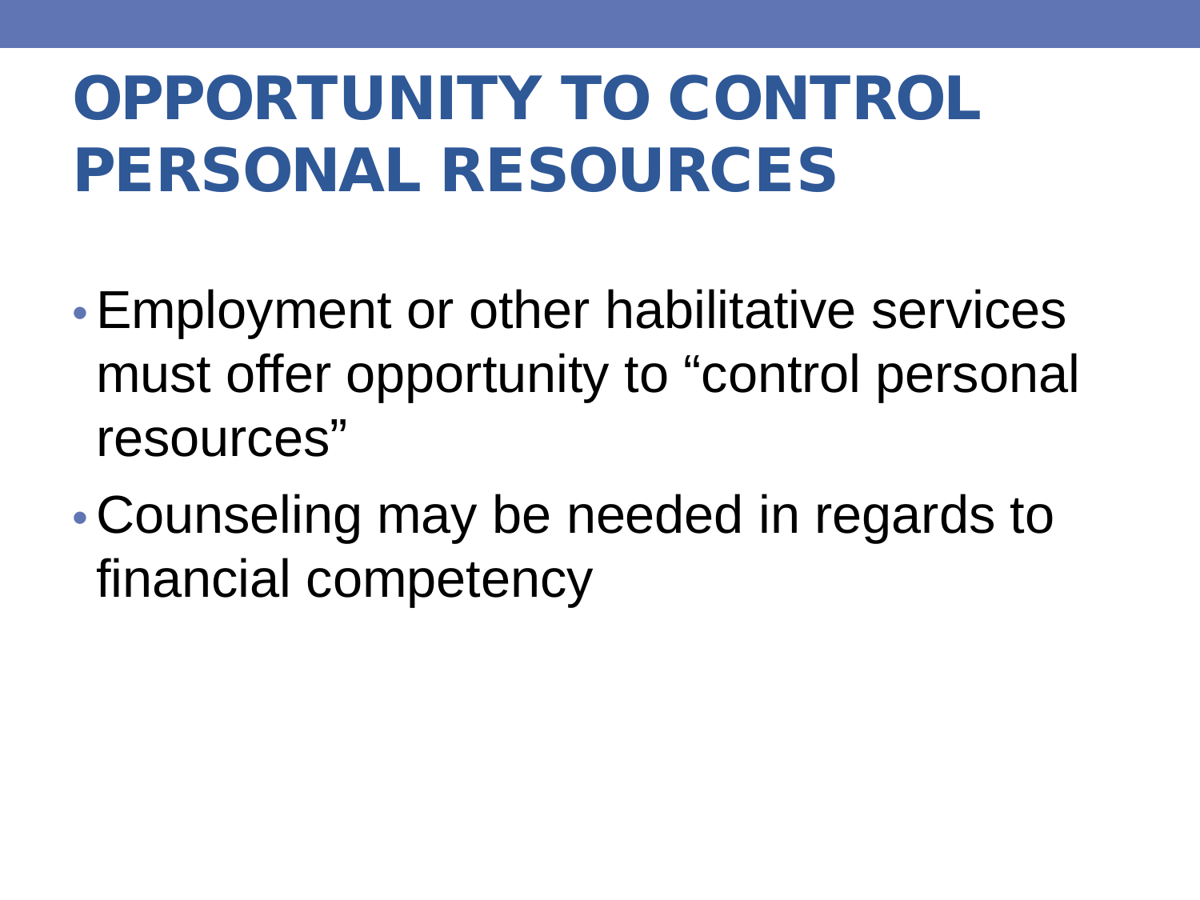# OPPORTUNITY TO CONTROL PERSONAL RESOURCES

- Employment or other habilitative services must offer opportunity to "control personal resources"
- Counseling may be needed in regards to financial competency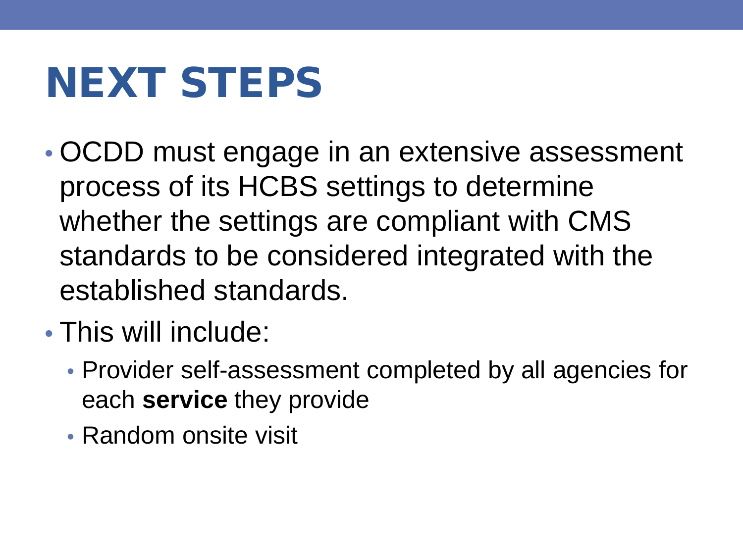# NEXT STEPS

- OCDD must engage in an extensive assessment process of its HCBS settings to determine whether the settings are compliant with CMS standards to be considered integrated with the established standards.
- This will include:
  - Provider self-assessment completed by all agencies for each **service** they provide
  - Random onsite visit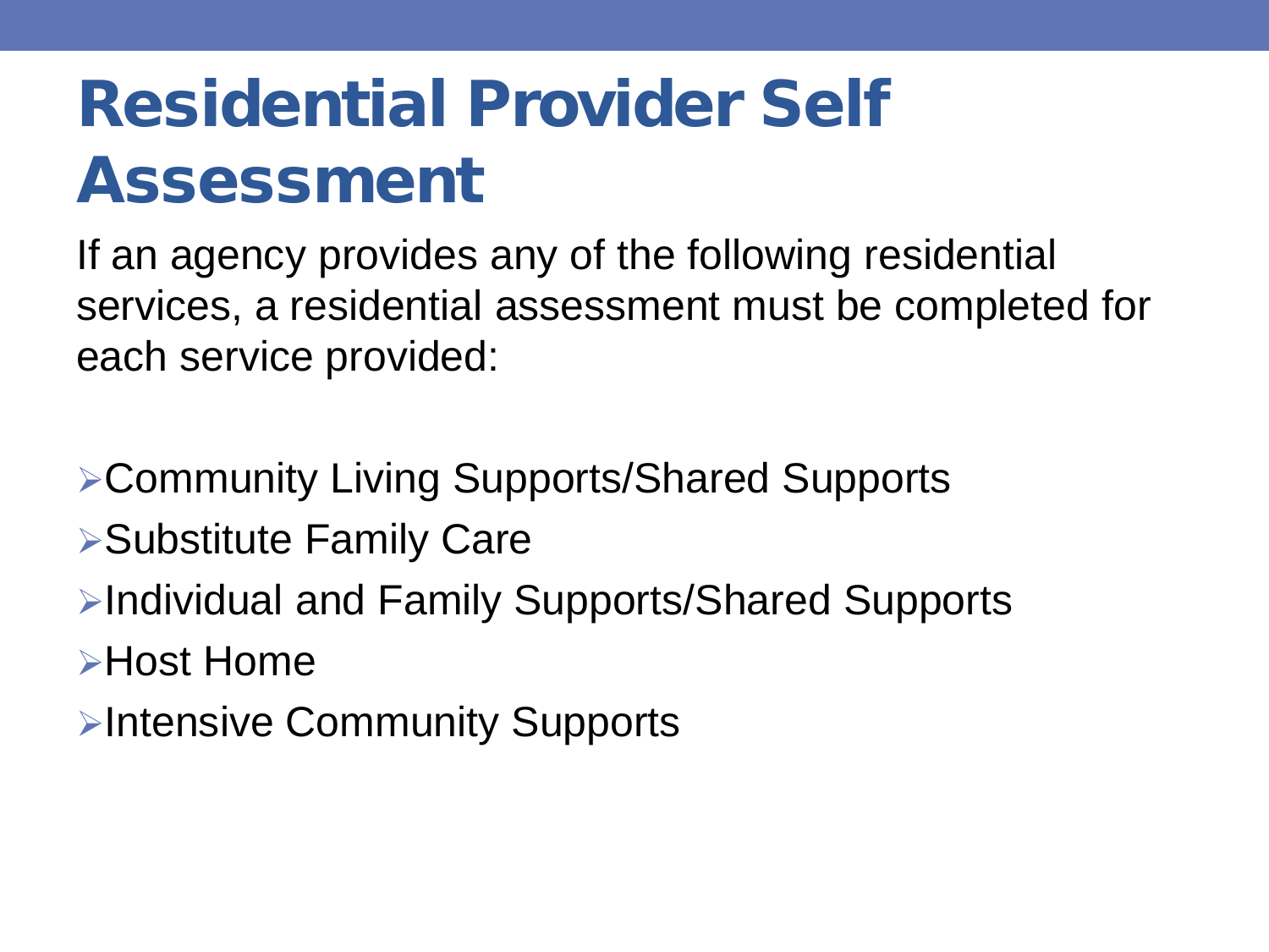# Residential Provider Self Assessment

If an agency provides any of the following residential services, a residential assessment must be completed for each service provided:

- Community Living Supports/Shared Supports
- Substitute Family Care
- Individual and Family Supports/Shared Supports
- Host Home
- Intensive Community Supports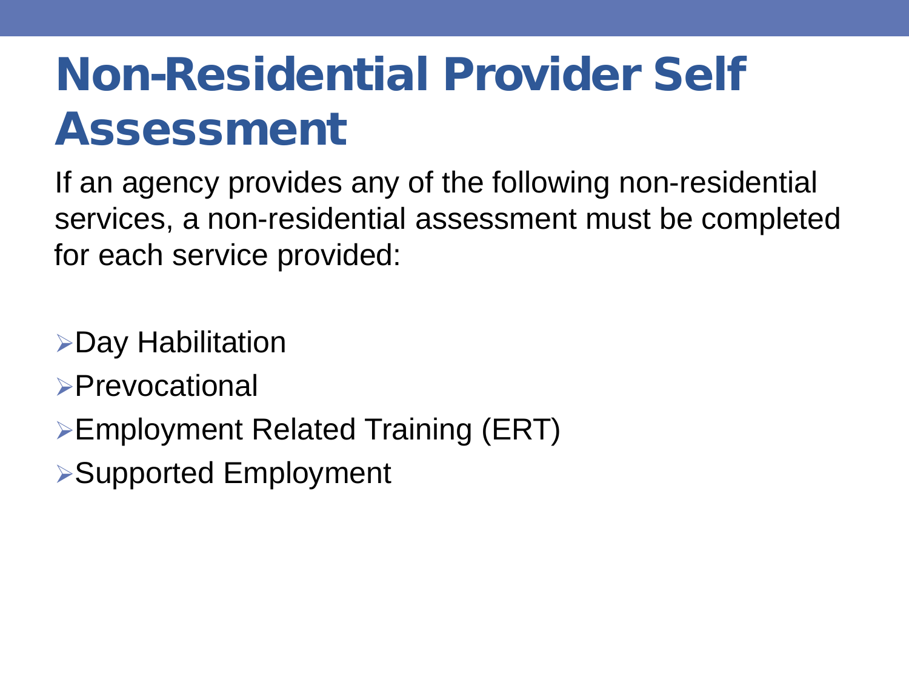# Non-Residential Provider Self Assessment

If an agency provides any of the following non-residential services, a non-residential assessment must be completed for each service provided:

- Day Habilitation
- Prevocational
- Employment Related Training (ERT)
- Supported Employment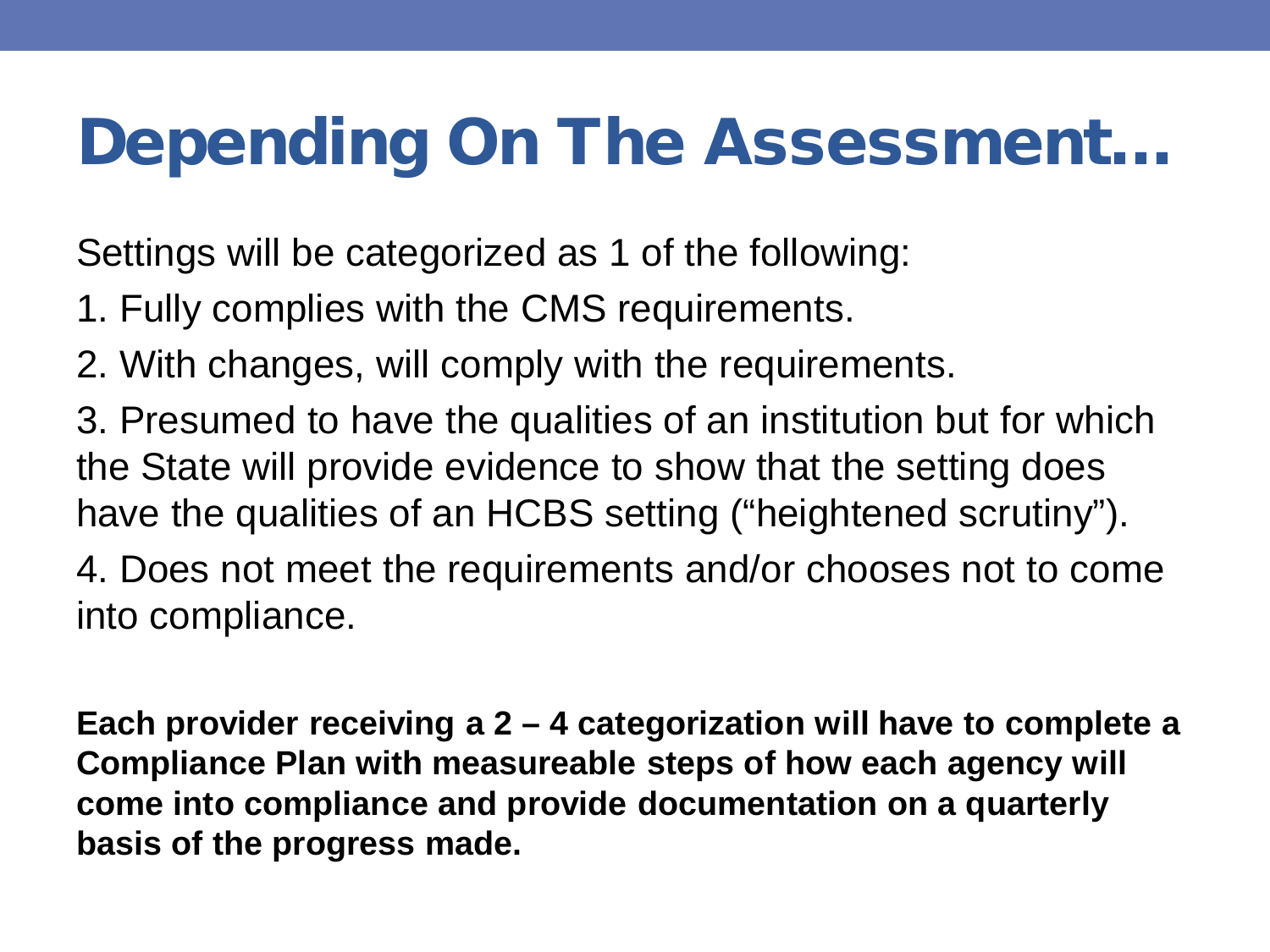# Depending On The Assessment…

Settings will be categorized as 1 of the following:

1. Fully complies with the CMS requirements.
2. With changes, will comply with the requirements.
3. Presumed to have the qualities of an institution but for which the State will provide evidence to show that the setting does have the qualities of an HCBS setting ("heightened scrutiny").
4. Does not meet the requirements and/or chooses not to come into compliance.

**Each provider receiving a 2 – 4 categorization will have to complete a Compliance Plan with measureable steps of how each agency will come into compliance and provide documentation on a quarterly basis of the progress made.**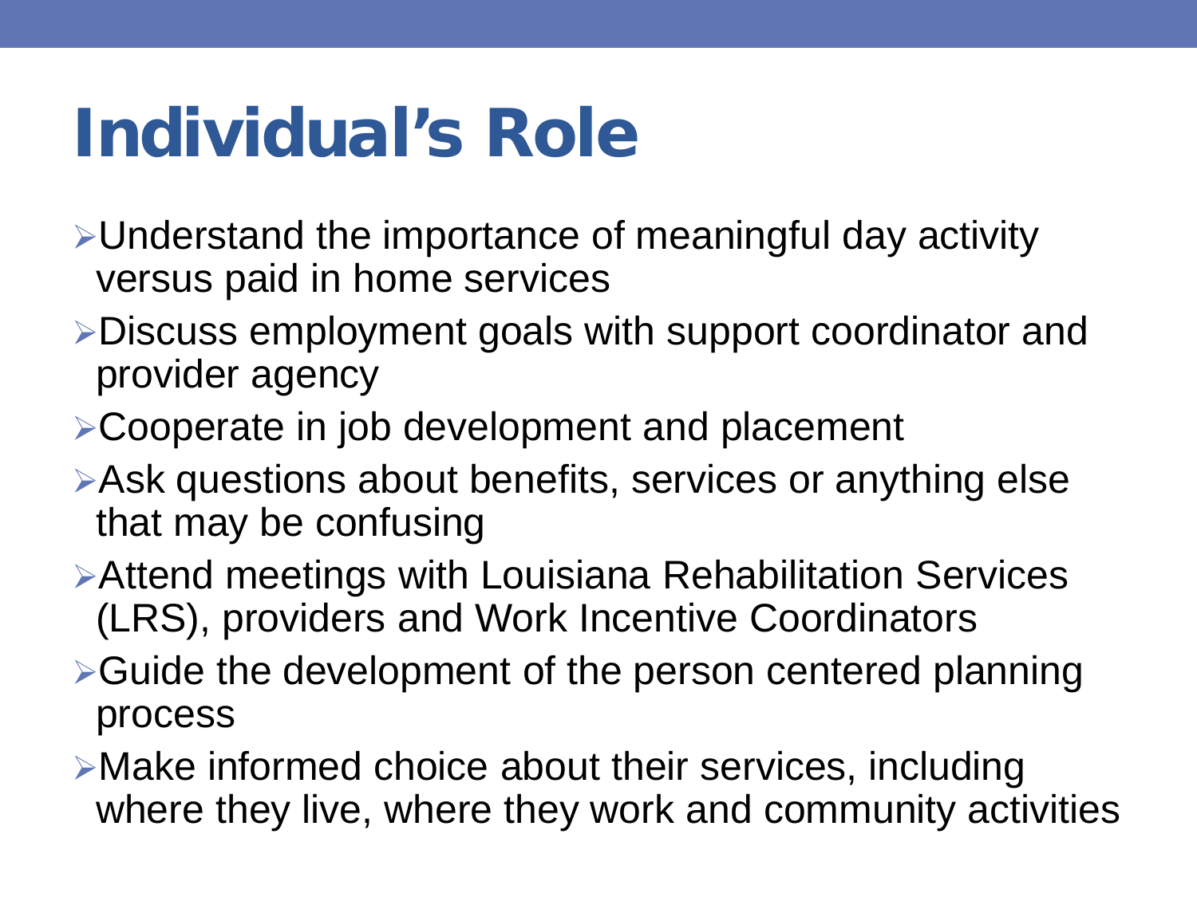# Individual's Role

- Understand the importance of meaningful day activity versus paid in home services
- Discuss employment goals with support coordinator and provider agency
- Cooperate in job development and placement
- Ask questions about benefits, services or anything else that may be confusing
- Attend meetings with Louisiana Rehabilitation Services (LRS), providers and Work Incentive Coordinators
- Guide the development of the person centered planning process
- Make informed choice about their services, including where they live, where they work and community activities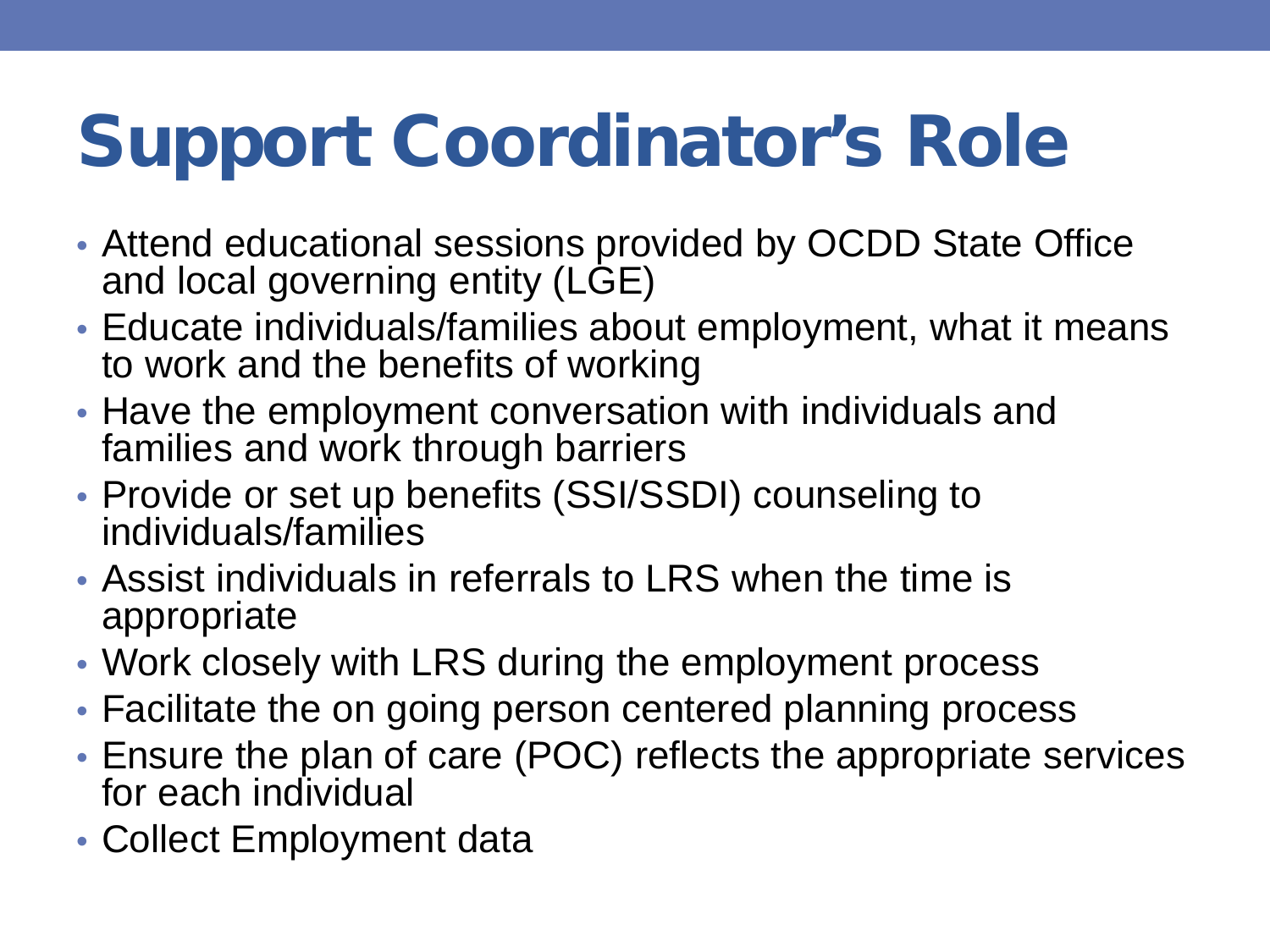# Support Coordinator's Role

- Attend educational sessions provided by OCDD State Office and local governing entity (LGE)
- Educate individuals/families about employment, what it means to work and the benefits of working
- Have the employment conversation with individuals and families and work through barriers
- Provide or set up benefits (SSI/SSDI) counseling to individuals/families
- Assist individuals in referrals to LRS when the time is appropriate
- Work closely with LRS during the employment process
- Facilitate the on going person centered planning process
- Ensure the plan of care (POC) reflects the appropriate services for each individual
- Collect Employment data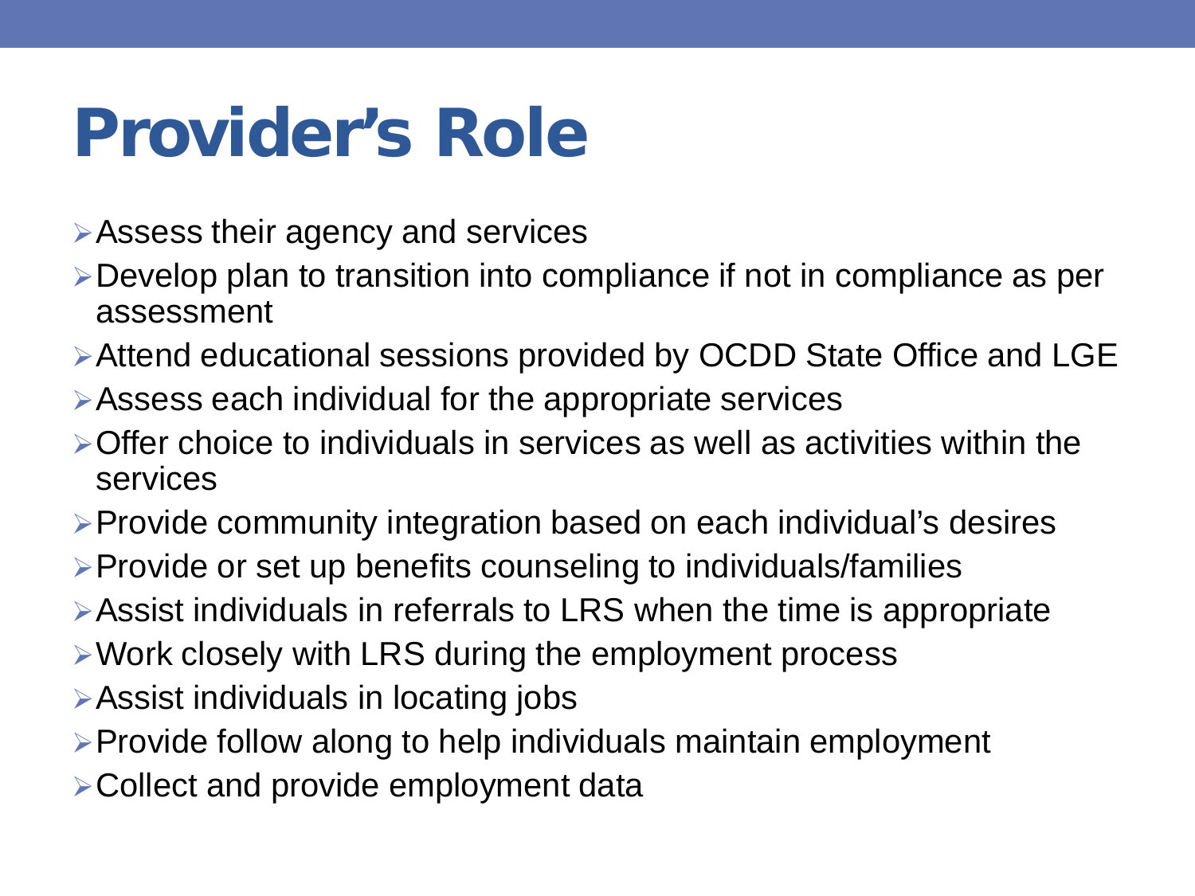# Provider's Role

- Assess their agency and services
- Develop plan to transition into compliance if not in compliance as per assessment
- Attend educational sessions provided by OCDD State Office and LGE
- Assess each individual for the appropriate services
- Offer choice to individuals in services as well as activities within the services
- Provide community integration based on each individual's desires
- Provide or set up benefits counseling to individuals/families
- Assist individuals in referrals to LRS when the time is appropriate
- Work closely with LRS during the employment process
- Assist individuals in locating jobs
- Provide follow along to help individuals maintain employment
- Collect and provide employment data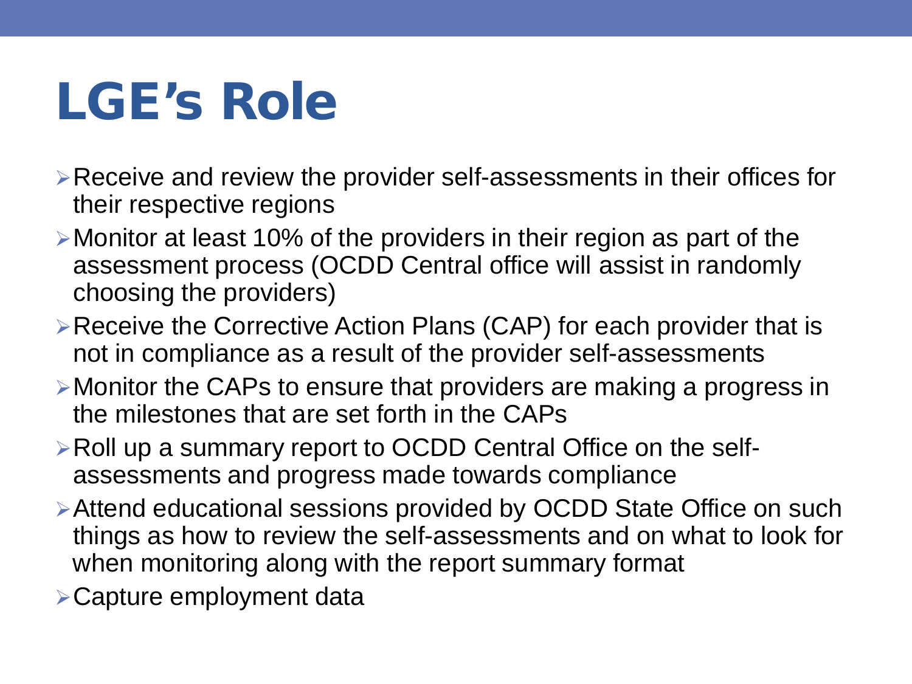# LGE's Role

- Receive and review the provider self-assessments in their offices for their respective regions
- Monitor at least 10% of the providers in their region as part of the assessment process (OCDD Central office will assist in randomly choosing the providers)
- Receive the Corrective Action Plans (CAP) for each provider that is not in compliance as a result of the provider self-assessments
- Monitor the CAPs to ensure that providers are making a progress in the milestones that are set forth in the CAPs
- Roll up a summary report to OCDD Central Office on the self-assessments and progress made towards compliance
- Attend educational sessions provided by OCDD State Office on such things as how to review the self-assessments and on what to look for when monitoring along with the report summary format
- Capture employment data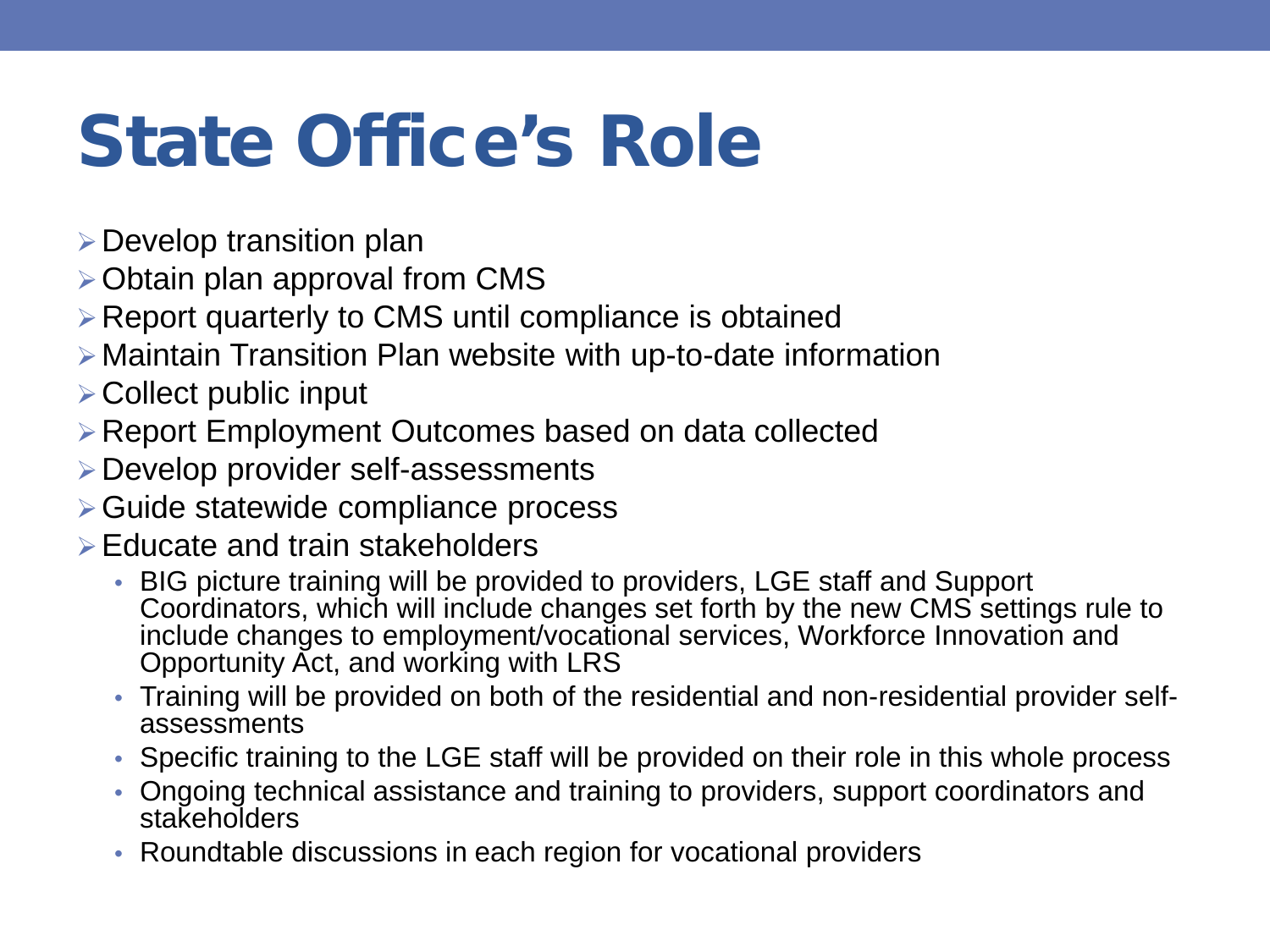# State Office's Role

- Develop transition plan
- Obtain plan approval from CMS
- Report quarterly to CMS until compliance is obtained
- Maintain Transition Plan website with up-to-date information
- Collect public input
- Report Employment Outcomes based on data collected
- Develop provider self-assessments
- Guide statewide compliance process
- Educate and train stakeholders
  - BIG picture training will be provided to providers, LGE staff and Support Coordinators, which will include changes set forth by the new CMS settings rule to include changes to employment/vocational services, Workforce Innovation and Opportunity Act, and working with LRS
  - Training will be provided on both of the residential and non-residential provider self-assessments
  - Specific training to the LGE staff will be provided on their role in this whole process
  - Ongoing technical assistance and training to providers, support coordinators and stakeholders
  - Roundtable discussions in each region for vocational providers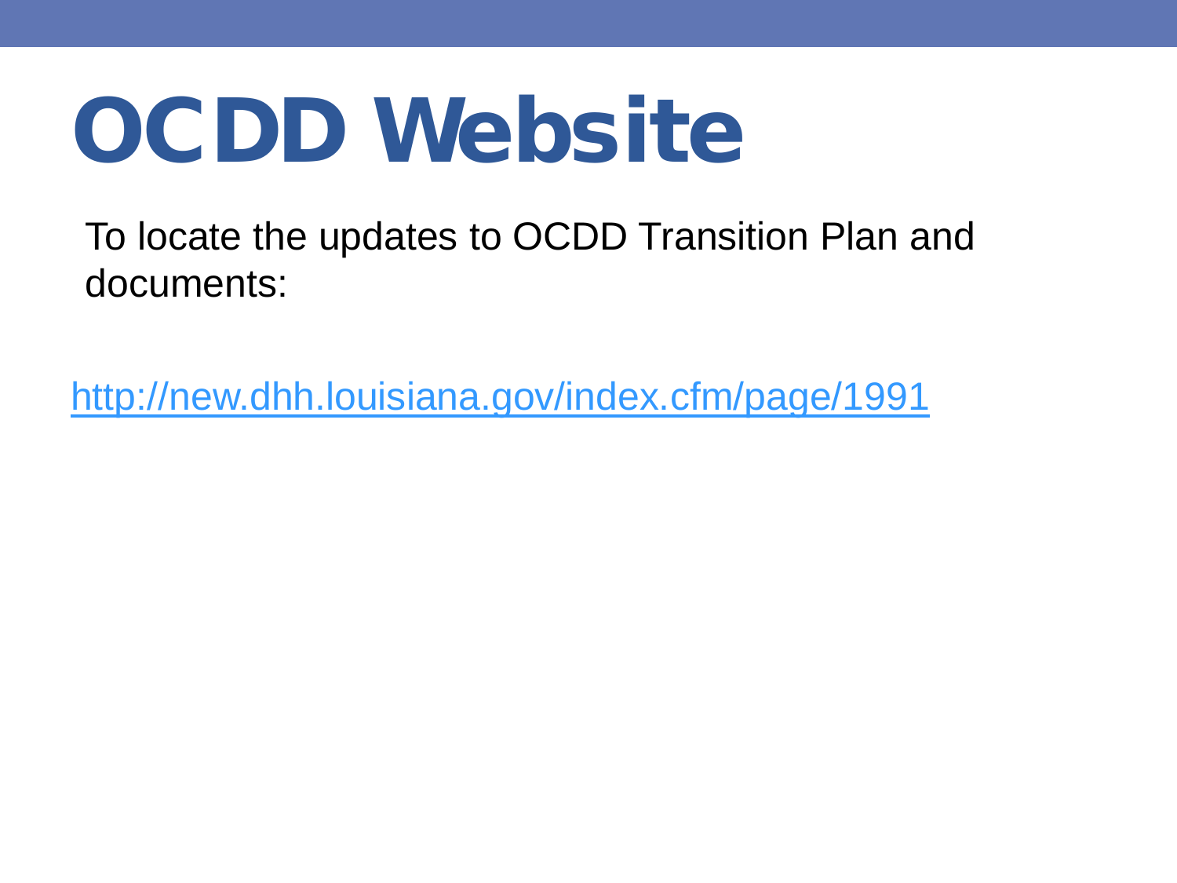# OCDD Website

To locate the updates to OCDD Transition Plan and documents:

http://new.dhh.louisiana.gov/index.cfm/page/1991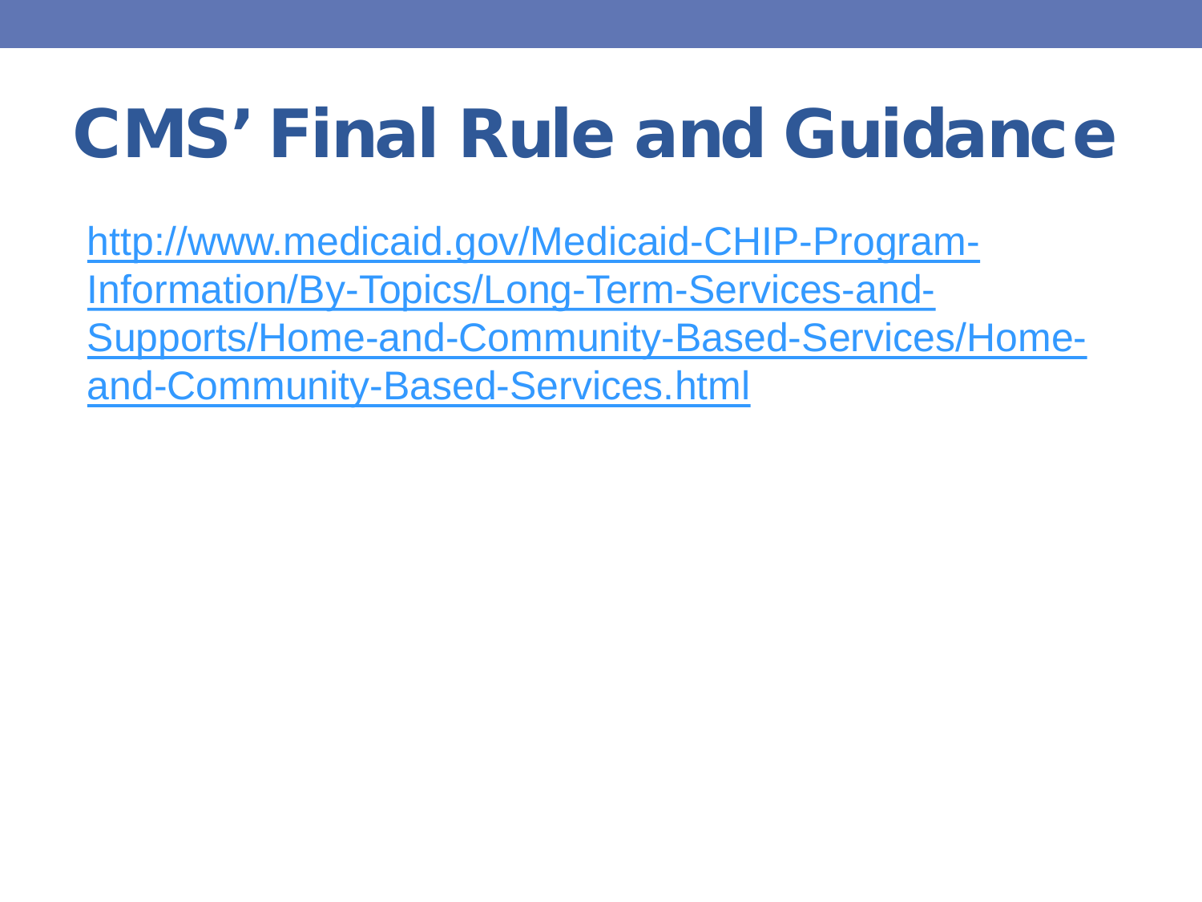# CMS' Final Rule and Guidance

http://www.medicaid.gov/Medicaid-CHIP-Program-Information/By-Topics/Long-Term-Services-and-Supports/Home-and-Community-Based-Services/Home-and-Community-Based-Services.html